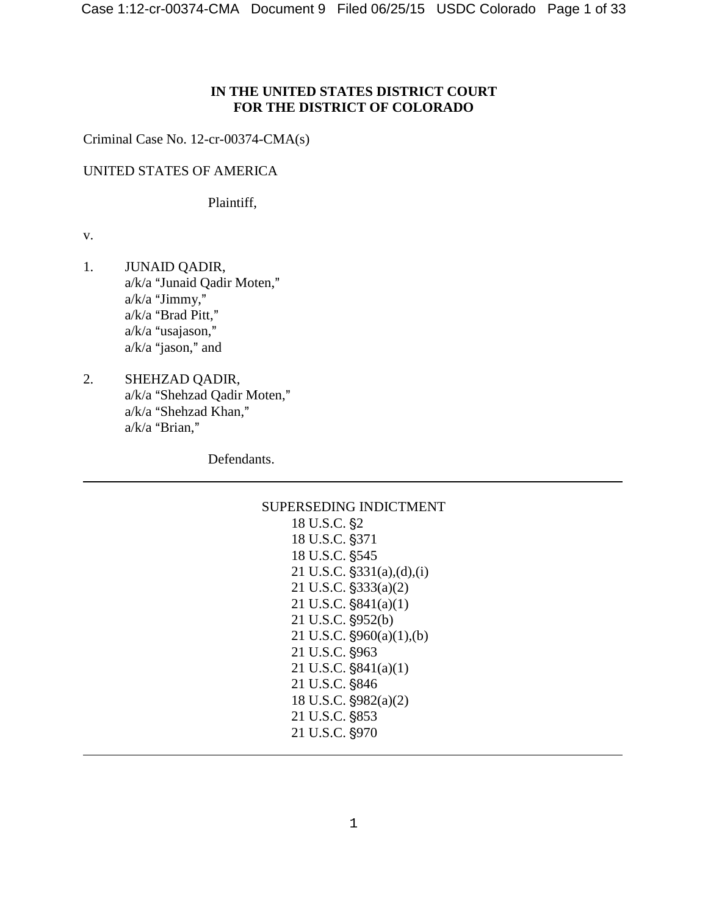**IN THE UNITED STATES DISTRICT COURT**
**FOR THE DISTRICT OF COLORADO**

Criminal Case No. 12-cr-00374-CMA(s)

UNITED STATES OF AMERICA

Plaintiff,

v.

1. JUNAID QADIR,
   a/k/a "Junaid Qadir Moten,"
   a/k/a "Jimmy,"
   a/k/a "Brad Pitt,"
   a/k/a "usajason,"
   a/k/a "jason," and

2. SHEHZAD QADIR,
   a/k/a "Shehzad Qadir Moten,"
   a/k/a "Shehzad Khan,"
   a/k/a "Brian,"

Defendants.

---

SUPERSEDING INDICTMENT
18 U.S.C. §2
18 U.S.C. §371
18 U.S.C. §545
21 U.S.C. §331(a),(d),(i)
21 U.S.C. §333(a)(2)
21 U.S.C. §841(a)(1)
21 U.S.C. §952(b)
21 U.S.C. §960(a)(1),(b)
21 U.S.C. §963
21 U.S.C. §841(a)(1)
21 U.S.C. §846
18 U.S.C. §982(a)(2)
21 U.S.C. §853
21 U.S.C. §970

---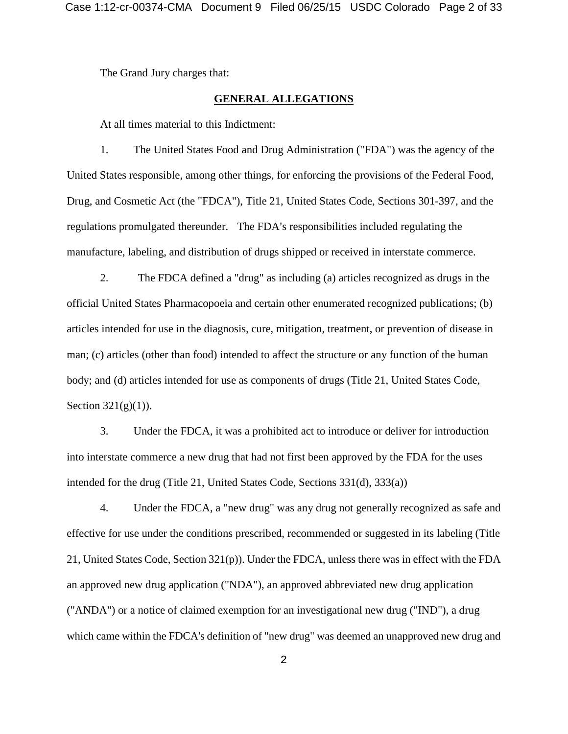The Grand Jury charges that:

## GENERAL ALLEGATIONS

At all times material to this Indictment:

1. The United States Food and Drug Administration ("FDA") was the agency of the United States responsible, among other things, for enforcing the provisions of the Federal Food, Drug, and Cosmetic Act (the "FDCA"), Title 21, United States Code, Sections 301-397, and the regulations promulgated thereunder. The FDA's responsibilities included regulating the manufacture, labeling, and distribution of drugs shipped or received in interstate commerce.

2. The FDCA defined a "drug" as including (a) articles recognized as drugs in the official United States Pharmacopoeia and certain other enumerated recognized publications; (b) articles intended for use in the diagnosis, cure, mitigation, treatment, or prevention of disease in man; (c) articles (other than food) intended to affect the structure or any function of the human body; and (d) articles intended for use as components of drugs (Title 21, United States Code, Section 321(g)(1)).

3. Under the FDCA, it was a prohibited act to introduce or deliver for introduction into interstate commerce a new drug that had not first been approved by the FDA for the uses intended for the drug (Title 21, United States Code, Sections 331(d), 333(a))

4. Under the FDCA, a "new drug" was any drug not generally recognized as safe and effective for use under the conditions prescribed, recommended or suggested in its labeling (Title 21, United States Code, Section 321(p)). Under the FDCA, unless there was in effect with the FDA an approved new drug application ("NDA"), an approved abbreviated new drug application ("ANDA") or a notice of claimed exemption for an investigational new drug ("IND"), a drug which came within the FDCA's definition of "new drug" was deemed an unapproved new drug and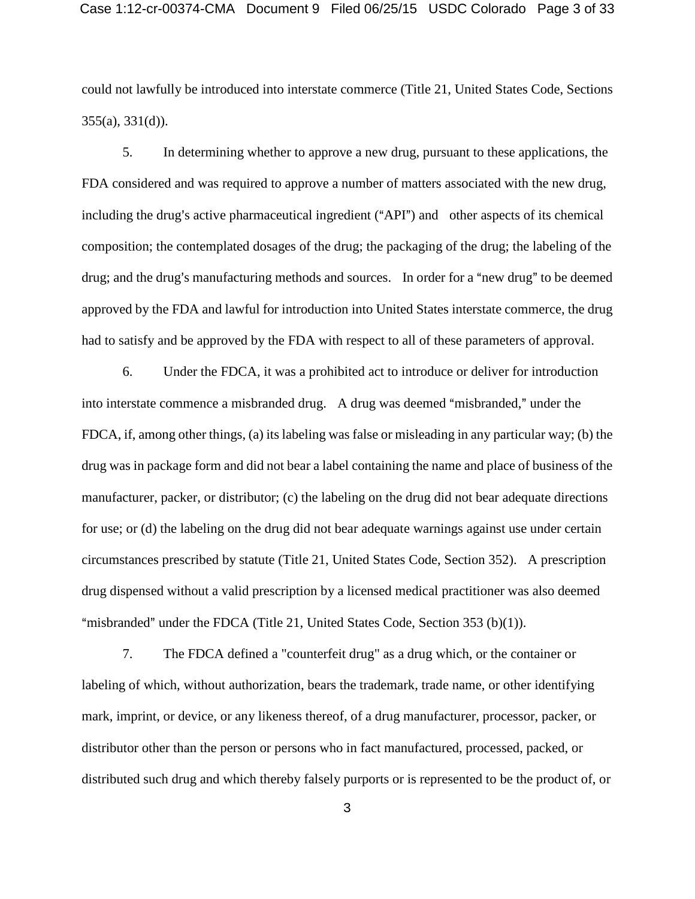could not lawfully be introduced into interstate commerce (Title 21, United States Code, Sections 355(a), 331(d)).

5. In determining whether to approve a new drug, pursuant to these applications, the FDA considered and was required to approve a number of matters associated with the new drug, including the drug's active pharmaceutical ingredient ("API") and other aspects of its chemical composition; the contemplated dosages of the drug; the packaging of the drug; the labeling of the drug; and the drug's manufacturing methods and sources. In order for a "new drug" to be deemed approved by the FDA and lawful for introduction into United States interstate commerce, the drug had to satisfy and be approved by the FDA with respect to all of these parameters of approval.

6. Under the FDCA, it was a prohibited act to introduce or deliver for introduction into interstate commence a misbranded drug. A drug was deemed "misbranded," under the FDCA, if, among other things, (a) its labeling was false or misleading in any particular way; (b) the drug was in package form and did not bear a label containing the name and place of business of the manufacturer, packer, or distributor; (c) the labeling on the drug did not bear adequate directions for use; or (d) the labeling on the drug did not bear adequate warnings against use under certain circumstances prescribed by statute (Title 21, United States Code, Section 352). A prescription drug dispensed without a valid prescription by a licensed medical practitioner was also deemed "misbranded" under the FDCA (Title 21, United States Code, Section 353 (b)(1)).

7. The FDCA defined a "counterfeit drug" as a drug which, or the container or labeling of which, without authorization, bears the trademark, trade name, or other identifying mark, imprint, or device, or any likeness thereof, of a drug manufacturer, processor, packer, or distributor other than the person or persons who in fact manufactured, processed, packed, or distributed such drug and which thereby falsely purports or is represented to be the product of, or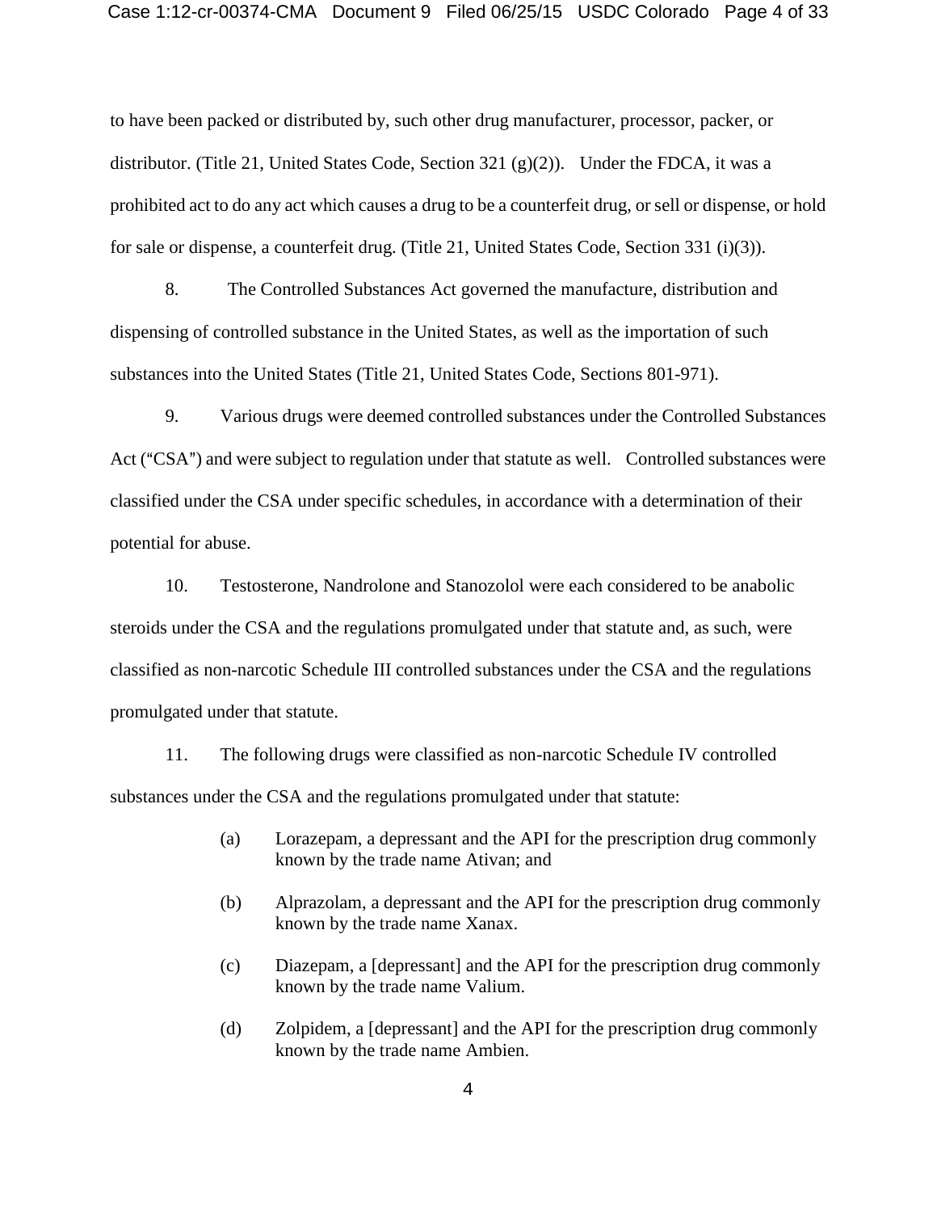to have been packed or distributed by, such other drug manufacturer, processor, packer, or distributor. (Title 21, United States Code, Section 321 (g)(2)). Under the FDCA, it was a prohibited act to do any act which causes a drug to be a counterfeit drug, or sell or dispense, or hold for sale or dispense, a counterfeit drug. (Title 21, United States Code, Section 331 (i)(3)).

8. The Controlled Substances Act governed the manufacture, distribution and dispensing of controlled substance in the United States, as well as the importation of such substances into the United States (Title 21, United States Code, Sections 801-971).

9. Various drugs were deemed controlled substances under the Controlled Substances Act ("CSA") and were subject to regulation under that statute as well. Controlled substances were classified under the CSA under specific schedules, in accordance with a determination of their potential for abuse.

10. Testosterone, Nandrolone and Stanozolol were each considered to be anabolic steroids under the CSA and the regulations promulgated under that statute and, as such, were classified as non-narcotic Schedule III controlled substances under the CSA and the regulations promulgated under that statute.

11. The following drugs were classified as non-narcotic Schedule IV controlled substances under the CSA and the regulations promulgated under that statute:

(a) Lorazepam, a depressant and the API for the prescription drug commonly known by the trade name Ativan; and

(b) Alprazolam, a depressant and the API for the prescription drug commonly known by the trade name Xanax.

(c) Diazepam, a [depressant] and the API for the prescription drug commonly known by the trade name Valium.

(d) Zolpidem, a [depressant] and the API for the prescription drug commonly known by the trade name Ambien.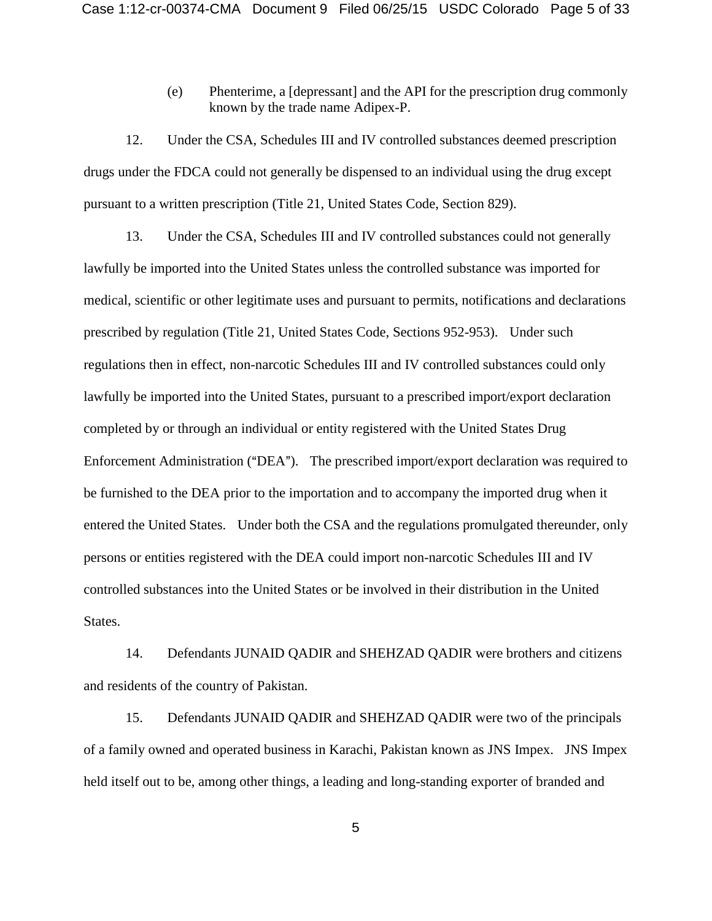(e) Phenterime, a [depressant] and the API for the prescription drug commonly known by the trade name Adipex-P.

12. Under the CSA, Schedules III and IV controlled substances deemed prescription drugs under the FDCA could not generally be dispensed to an individual using the drug except pursuant to a written prescription (Title 21, United States Code, Section 829).

13. Under the CSA, Schedules III and IV controlled substances could not generally lawfully be imported into the United States unless the controlled substance was imported for medical, scientific or other legitimate uses and pursuant to permits, notifications and declarations prescribed by regulation (Title 21, United States Code, Sections 952-953). Under such regulations then in effect, non-narcotic Schedules III and IV controlled substances could only lawfully be imported into the United States, pursuant to a prescribed import/export declaration completed by or through an individual or entity registered with the United States Drug Enforcement Administration ("DEA"). The prescribed import/export declaration was required to be furnished to the DEA prior to the importation and to accompany the imported drug when it entered the United States. Under both the CSA and the regulations promulgated thereunder, only persons or entities registered with the DEA could import non-narcotic Schedules III and IV controlled substances into the United States or be involved in their distribution in the United States.

14. Defendants JUNAID QADIR and SHEHZAD QADIR were brothers and citizens and residents of the country of Pakistan.

15. Defendants JUNAID QADIR and SHEHZAD QADIR were two of the principals of a family owned and operated business in Karachi, Pakistan known as JNS Impex. JNS Impex held itself out to be, among other things, a leading and long-standing exporter of branded and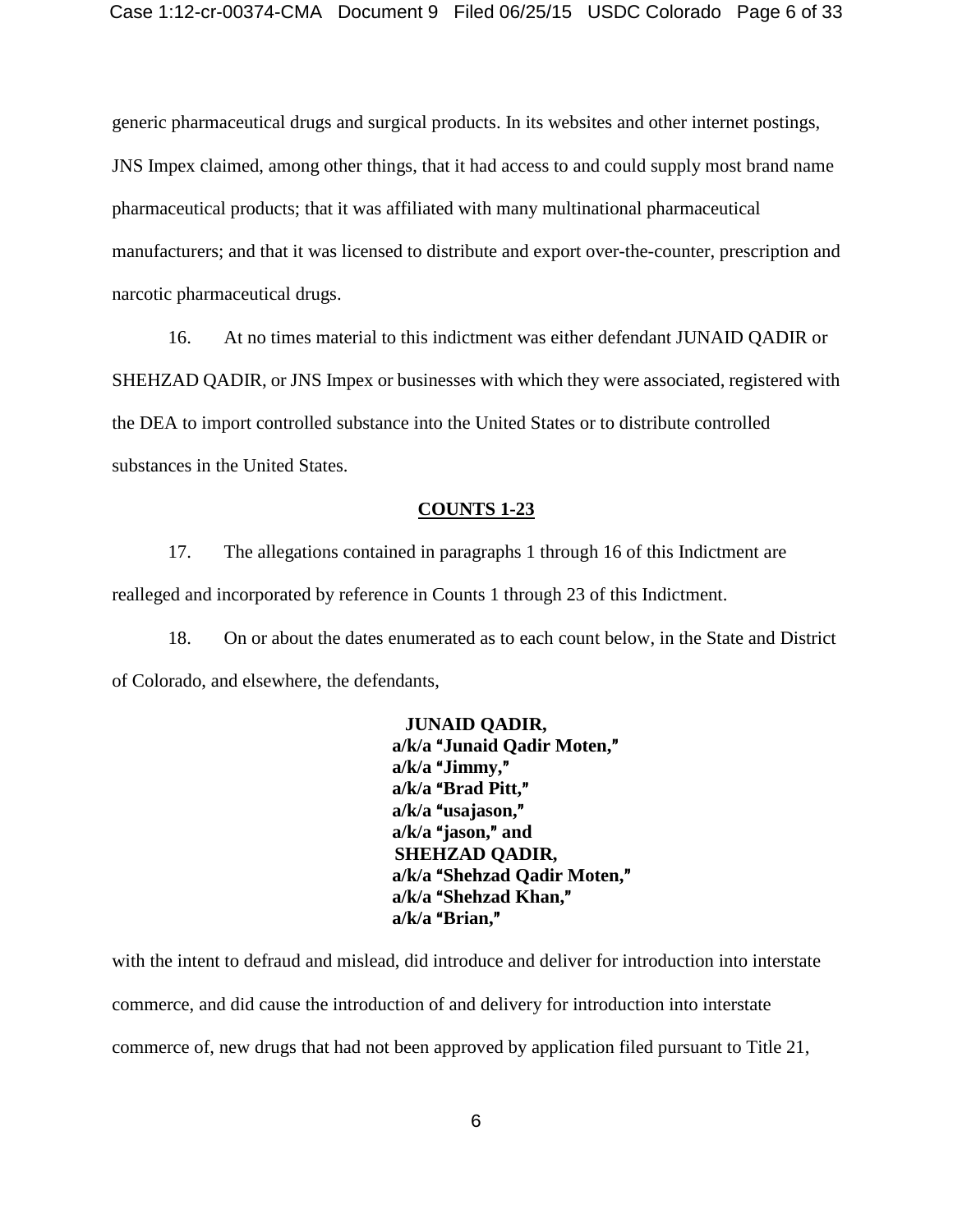generic pharmaceutical drugs and surgical products. In its websites and other internet postings, JNS Impex claimed, among other things, that it had access to and could supply most brand name pharmaceutical products; that it was affiliated with many multinational pharmaceutical manufacturers; and that it was licensed to distribute and export over-the-counter, prescription and narcotic pharmaceutical drugs.

16. At no times material to this indictment was either defendant JUNAID QADIR or SHEHZAD QADIR, or JNS Impex or businesses with which they were associated, registered with the DEA to import controlled substance into the United States or to distribute controlled substances in the United States.

## COUNTS 1-23

17. The allegations contained in paragraphs 1 through 16 of this Indictment are realleged and incorporated by reference in Counts 1 through 23 of this Indictment.

18. On or about the dates enumerated as to each count below, in the State and District of Colorado, and elsewhere, the defendants,

**JUNAID QADIR,**
**a/k/a "Junaid Qadir Moten,"**
**a/k/a "Jimmy,"**
**a/k/a "Brad Pitt,"**
**a/k/a "usajason,"**
**a/k/a "jason," and**
**SHEHZAD QADIR,**
**a/k/a "Shehzad Qadir Moten,"**
**a/k/a "Shehzad Khan,"**
**a/k/a "Brian,"**

with the intent to defraud and mislead, did introduce and deliver for introduction into interstate commerce, and did cause the introduction of and delivery for introduction into interstate commerce of, new drugs that had not been approved by application filed pursuant to Title 21,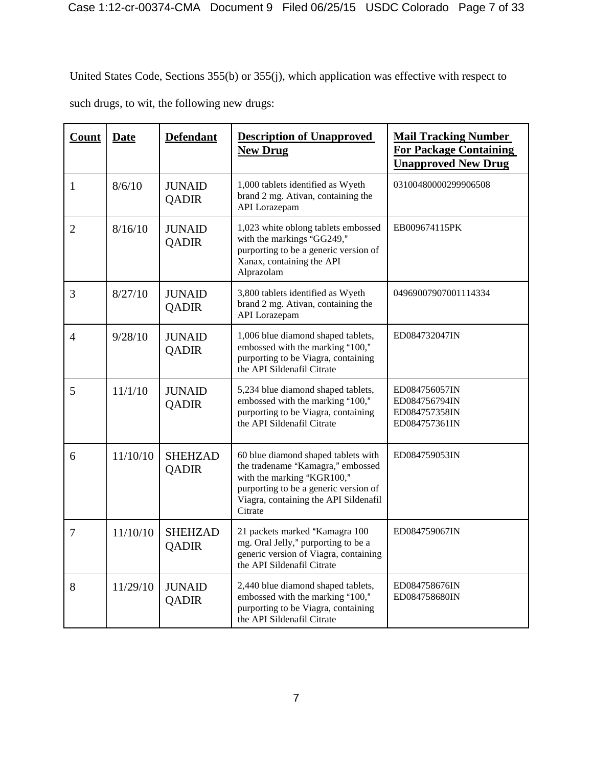United States Code, Sections 355(b) or 355(j), which application was effective with respect to such drugs, to wit, the following new drugs:

| **Count** | **Date** | **Defendant** | **Description of Unapproved New Drug** | **Mail Tracking Number For Package Containing Unapproved New Drug** |
|---|---|---|---|---|
| 1 | 8/6/10 | JUNAID QADIR | 1,000 tablets identified as Wyeth brand 2 mg. Ativan, containing the API Lorazepam | 03100480000299906508 |
| 2 | 8/16/10 | JUNAID QADIR | 1,023 white oblong tablets embossed with the markings "GG249," purporting to be a generic version of Xanax, containing the API Alprazolam | EB009674115PK |
| 3 | 8/27/10 | JUNAID QADIR | 3,800 tablets identified as Wyeth brand 2 mg. Ativan, containing the API Lorazepam | 04969007907001114334 |
| 4 | 9/28/10 | JUNAID QADIR | 1,006 blue diamond shaped tablets, embossed with the marking "100," purporting to be Viagra, containing the API Sildenafil Citrate | ED084732047IN |
| 5 | 11/1/10 | JUNAID QADIR | 5,234 blue diamond shaped tablets, embossed with the marking "100," purporting to be Viagra, containing the API Sildenafil Citrate | ED084756057IN ED084756794IN ED084757358IN ED084757361IN |
| 6 | 11/10/10 | SHEHZAD QADIR | 60 blue diamond shaped tablets with the tradename "Kamagra," embossed with the marking "KGR100," purporting to be a generic version of Viagra, containing the API Sildenafil Citrate | ED084759053IN |
| 7 | 11/10/10 | SHEHZAD QADIR | 21 packets marked "Kamagra 100 mg. Oral Jelly," purporting to be a generic version of Viagra, containing the API Sildenafil Citrate | ED084759067IN |
| 8 | 11/29/10 | JUNAID QADIR | 2,440 blue diamond shaped tablets, embossed with the marking "100," purporting to be Viagra, containing the API Sildenafil Citrate | ED084758676IN ED084758680IN |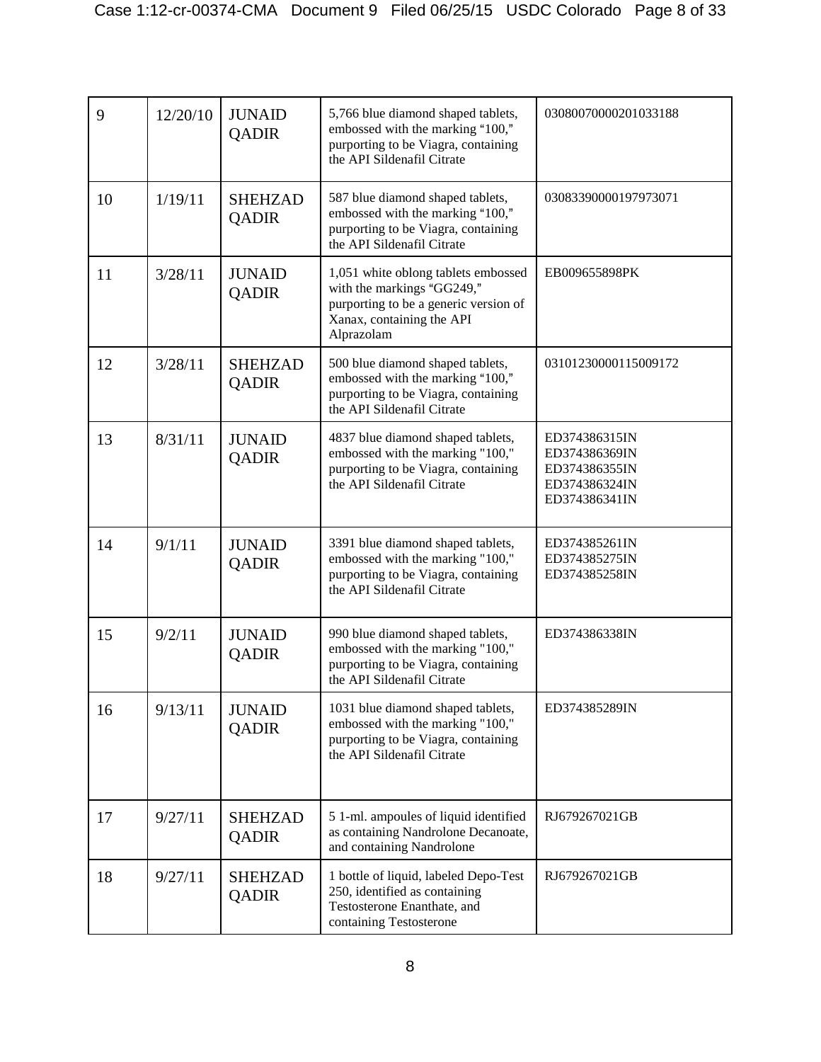| 9 | 12/20/10 | JUNAID QADIR | 5,766 blue diamond shaped tablets, embossed with the marking “100,” purporting to be Viagra, containing the API Sildenafil Citrate | 03080070000201033188 |
|---|---|---|---|---|
| 10 | 1/19/11 | SHEHZAD QADIR | 587 blue diamond shaped tablets, embossed with the marking “100,” purporting to be Viagra, containing the API Sildenafil Citrate | 03083390000197973071 |
| 11 | 3/28/11 | JUNAID QADIR | 1,051 white oblong tablets embossed with the markings “GG249,” purporting to be a generic version of Xanax, containing the API Alprazolam | EB009655898PK |
| 12 | 3/28/11 | SHEHZAD QADIR | 500 blue diamond shaped tablets, embossed with the marking “100,” purporting to be Viagra, containing the API Sildenafil Citrate | 03101230000115009172 |
| 13 | 8/31/11 | JUNAID QADIR | 4837 blue diamond shaped tablets, embossed with the marking "100," purporting to be Viagra, containing the API Sildenafil Citrate | ED374386315IN ED374386369IN ED374386355IN ED374386324IN ED374386341IN |
| 14 | 9/1/11 | JUNAID QADIR | 3391 blue diamond shaped tablets, embossed with the marking "100," purporting to be Viagra, containing the API Sildenafil Citrate | ED374385261IN ED374385275IN ED374385258IN |
| 15 | 9/2/11 | JUNAID QADIR | 990 blue diamond shaped tablets, embossed with the marking "100," purporting to be Viagra, containing the API Sildenafil Citrate | ED374386338IN |
| 16 | 9/13/11 | JUNAID QADIR | 1031 blue diamond shaped tablets, embossed with the marking "100," purporting to be Viagra, containing the API Sildenafil Citrate | ED374385289IN |
| 17 | 9/27/11 | SHEHZAD QADIR | 5 1-ml. ampoules of liquid identified as containing Nandrolone Decanoate, and containing Nandrolone | RJ679267021GB |
| 18 | 9/27/11 | SHEHZAD QADIR | 1 bottle of liquid, labeled Depo-Test 250, identified as containing Testosterone Enanthate, and containing Testosterone | RJ679267021GB |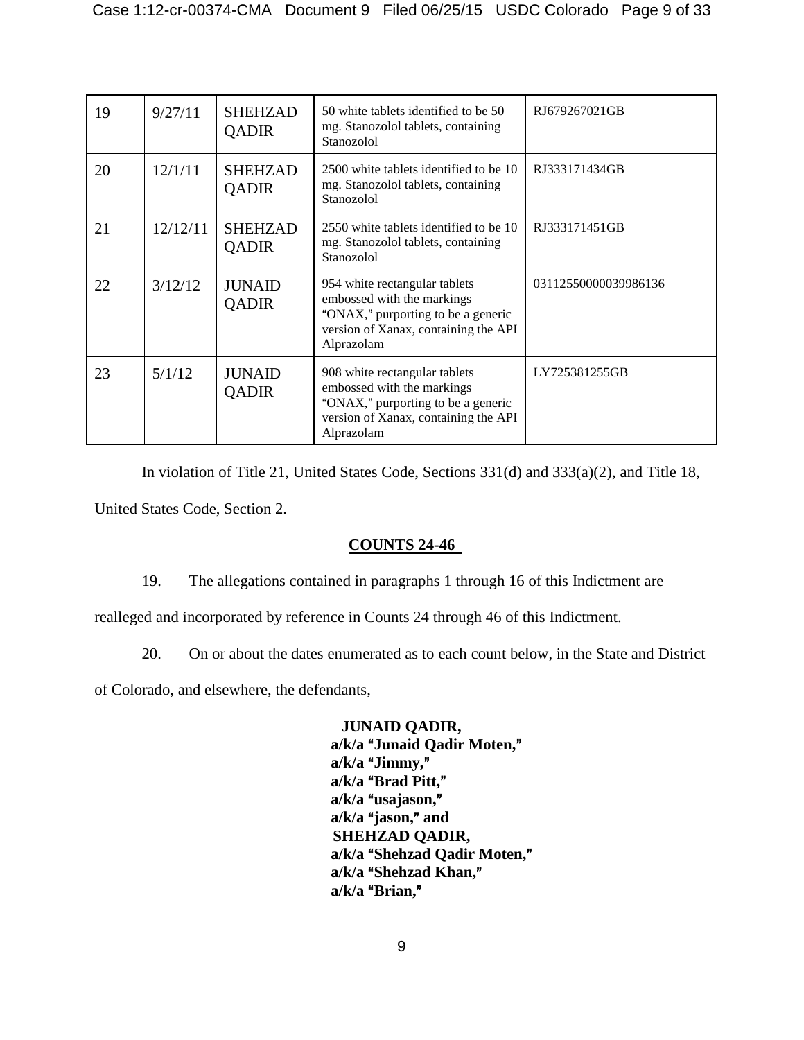| 19 | 9/27/11 | SHEHZAD QADIR | 50 white tablets identified to be 50 mg. Stanozolol tablets, containing Stanozolol | RJ679267021GB |
|---|---|---|---|---|
| 20 | 12/1/11 | SHEHZAD QADIR | 2500 white tablets identified to be 10 mg. Stanozolol tablets, containing Stanozolol | RJ333171434GB |
| 21 | 12/12/11 | SHEHZAD QADIR | 2550 white tablets identified to be 10 mg. Stanozolol tablets, containing Stanozolol | RJ333171451GB |
| 22 | 3/12/12 | JUNAID QADIR | 954 white rectangular tablets embossed with the markings "ONAX," purporting to be a generic version of Xanax, containing the API Alprazolam | 03112550000039986136 |
| 23 | 5/1/12 | JUNAID QADIR | 908 white rectangular tablets embossed with the markings "ONAX," purporting to be a generic version of Xanax, containing the API Alprazolam | LY725381255GB |

In violation of Title 21, United States Code, Sections 331(d) and 333(a)(2), and Title 18, United States Code, Section 2.

## COUNTS 24-46

19. The allegations contained in paragraphs 1 through 16 of this Indictment are realleged and incorporated by reference in Counts 24 through 46 of this Indictment.

20. On or about the dates enumerated as to each count below, in the State and District of Colorado, and elsewhere, the defendants,

**JUNAID QADIR,**
**a/k/a "Junaid Qadir Moten,"**
**a/k/a "Jimmy,"**
**a/k/a "Brad Pitt,"**
**a/k/a "usajason,"**
**a/k/a "jason," and**
**SHEHZAD QADIR,**
**a/k/a "Shehzad Qadir Moten,"**
**a/k/a "Shehzad Khan,"**
**a/k/a "Brian,"**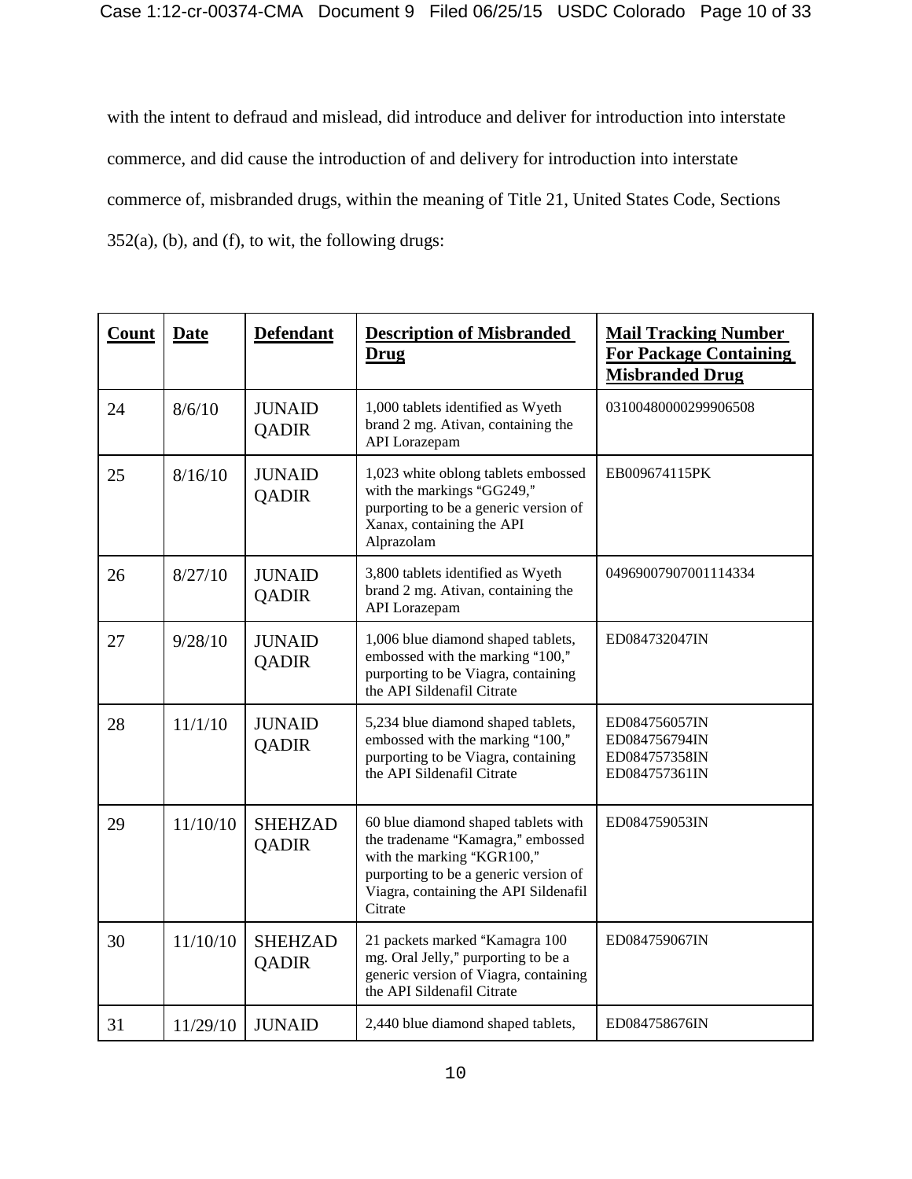with the intent to defraud and mislead, did introduce and deliver for introduction into interstate commerce, and did cause the introduction of and delivery for introduction into interstate commerce of, misbranded drugs, within the meaning of Title 21, United States Code, Sections 352(a), (b), and (f), to wit, the following drugs:

| **Count** | **Date** | **Defendant** | **Description of Misbranded Drug** | **Mail Tracking Number For Package Containing Misbranded Drug** |
|---|---|---|---|---|
| 24 | 8/6/10 | JUNAID QADIR | 1,000 tablets identified as Wyeth brand 2 mg. Ativan, containing the API Lorazepam | 03100480000299906508 |
| 25 | 8/16/10 | JUNAID QADIR | 1,023 white oblong tablets embossed with the markings "GG249," purporting to be a generic version of Xanax, containing the API Alprazolam | EB009674115PK |
| 26 | 8/27/10 | JUNAID QADIR | 3,800 tablets identified as Wyeth brand 2 mg. Ativan, containing the API Lorazepam | 04969007907001114334 |
| 27 | 9/28/10 | JUNAID QADIR | 1,006 blue diamond shaped tablets, embossed with the marking "100," purporting to be Viagra, containing the API Sildenafil Citrate | ED084732047IN |
| 28 | 11/1/10 | JUNAID QADIR | 5,234 blue diamond shaped tablets, embossed with the marking "100," purporting to be Viagra, containing the API Sildenafil Citrate | ED084756057IN ED084756794IN ED084757358IN ED084757361IN |
| 29 | 11/10/10 | SHEHZAD QADIR | 60 blue diamond shaped tablets with the tradename "Kamagra," embossed with the marking "KGR100," purporting to be a generic version of Viagra, containing the API Sildenafil Citrate | ED084759053IN |
| 30 | 11/10/10 | SHEHZAD QADIR | 21 packets marked "Kamagra 100 mg. Oral Jelly," purporting to be a generic version of Viagra, containing the API Sildenafil Citrate | ED084759067IN |
| 31 | 11/29/10 | JUNAID | 2,440 blue diamond shaped tablets, | ED084758676IN |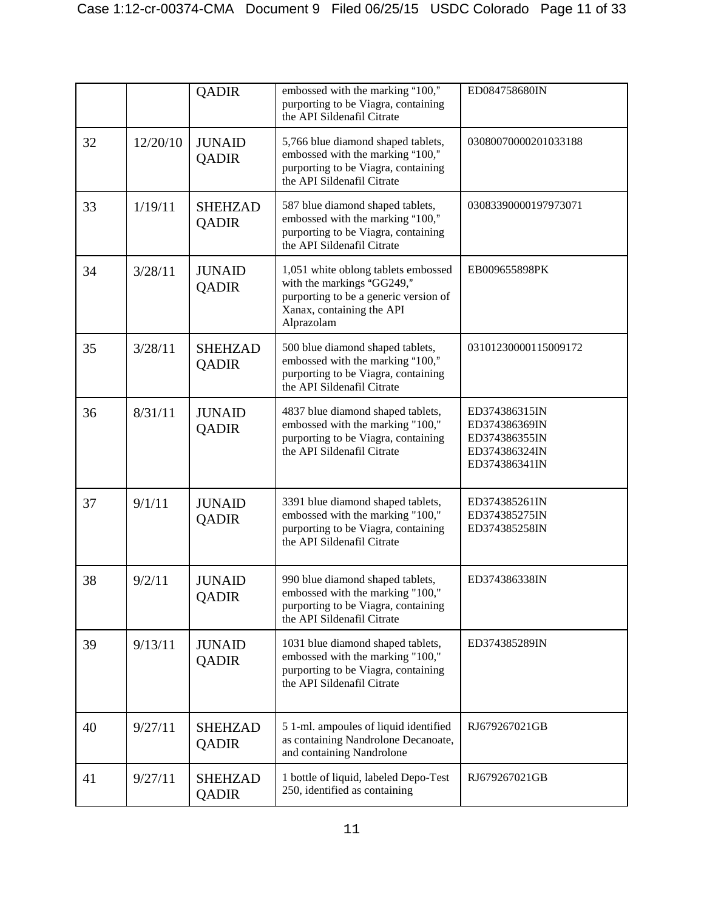| | | | | |
|---|---|---|---|---|
| | | QADIR | embossed with the marking "100," purporting to be Viagra, containing the API Sildenafil Citrate | ED084758680IN |
| 32 | 12/20/10 | JUNAID QADIR | 5,766 blue diamond shaped tablets, embossed with the marking "100," purporting to be Viagra, containing the API Sildenafil Citrate | 03080070000201033188 |
| 33 | 1/19/11 | SHEHZAD QADIR | 587 blue diamond shaped tablets, embossed with the marking "100," purporting to be Viagra, containing the API Sildenafil Citrate | 03083390000197973071 |
| 34 | 3/28/11 | JUNAID QADIR | 1,051 white oblong tablets embossed with the markings "GG249," purporting to be a generic version of Xanax, containing the API Alprazolam | EB009655898PK |
| 35 | 3/28/11 | SHEHZAD QADIR | 500 blue diamond shaped tablets, embossed with the marking "100," purporting to be Viagra, containing the API Sildenafil Citrate | 03101230000115009172 |
| 36 | 8/31/11 | JUNAID QADIR | 4837 blue diamond shaped tablets, embossed with the marking "100," purporting to be Viagra, containing the API Sildenafil Citrate | ED374386315IN ED374386369IN ED374386355IN ED374386324IN ED374386341IN |
| 37 | 9/1/11 | JUNAID QADIR | 3391 blue diamond shaped tablets, embossed with the marking "100," purporting to be Viagra, containing the API Sildenafil Citrate | ED374385261IN ED374385275IN ED374385258IN |
| 38 | 9/2/11 | JUNAID QADIR | 990 blue diamond shaped tablets, embossed with the marking "100," purporting to be Viagra, containing the API Sildenafil Citrate | ED374386338IN |
| 39 | 9/13/11 | JUNAID QADIR | 1031 blue diamond shaped tablets, embossed with the marking "100," purporting to be Viagra, containing the API Sildenafil Citrate | ED374385289IN |
| 40 | 9/27/11 | SHEHZAD QADIR | 5 1-ml. ampoules of liquid identified as containing Nandrolone Decanoate, and containing Nandrolone | RJ679267021GB |
| 41 | 9/27/11 | SHEHZAD QADIR | 1 bottle of liquid, labeled Depo-Test 250, identified as containing | RJ679267021GB |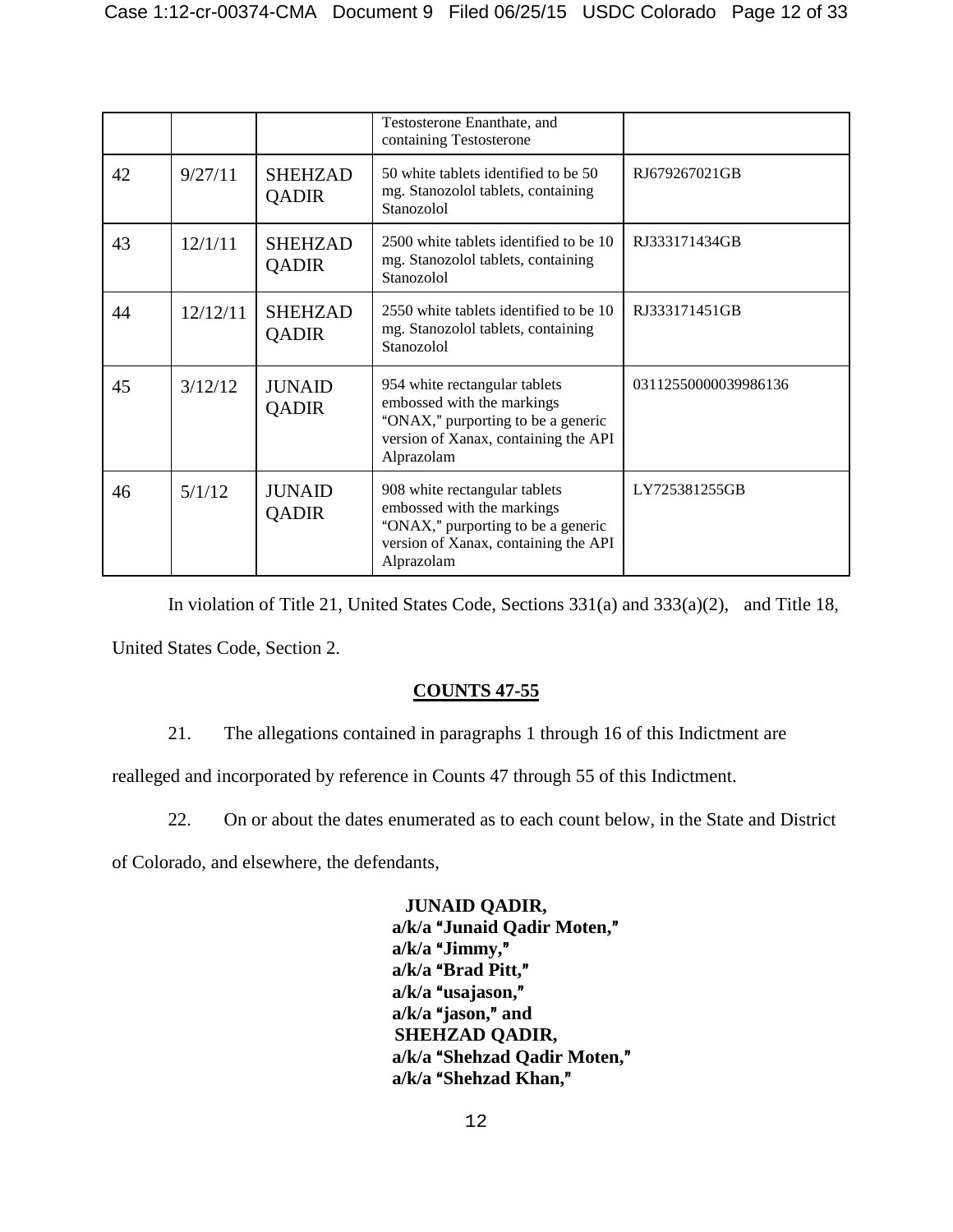| | | | | |
|---|---|---|---|---|
| | | | Testosterone Enanthate, and containing Testosterone | |
| 42 | 9/27/11 | SHEHZAD QADIR | 50 white tablets identified to be 50 mg. Stanozolol tablets, containing Stanozolol | RJ679267021GB |
| 43 | 12/1/11 | SHEHZAD QADIR | 2500 white tablets identified to be 10 mg. Stanozolol tablets, containing Stanozolol | RJ333171434GB |
| 44 | 12/12/11 | SHEHZAD QADIR | 2550 white tablets identified to be 10 mg. Stanozolol tablets, containing Stanozolol | RJ333171451GB |
| 45 | 3/12/12 | JUNAID QADIR | 954 white rectangular tablets embossed with the markings "ONAX," purporting to be a generic version of Xanax, containing the API Alprazolam | 03112550000039986136 |
| 46 | 5/1/12 | JUNAID QADIR | 908 white rectangular tablets embossed with the markings "ONAX," purporting to be a generic version of Xanax, containing the API Alprazolam | LY725381255GB |

In violation of Title 21, United States Code, Sections 331(a) and 333(a)(2), and Title 18, United States Code, Section 2.

## COUNTS 47-55

21. The allegations contained in paragraphs 1 through 16 of this Indictment are realleged and incorporated by reference in Counts 47 through 55 of this Indictment.

22. On or about the dates enumerated as to each count below, in the State and District of Colorado, and elsewhere, the defendants,

**JUNAID QADIR,**
**a/k/a "Junaid Qadir Moten,"**
**a/k/a "Jimmy,"**
**a/k/a "Brad Pitt,"**
**a/k/a "usajason,"**
**a/k/a "jason," and**
**SHEHZAD QADIR,**
**a/k/a "Shehzad Qadir Moten,"**
**a/k/a "Shehzad Khan,"**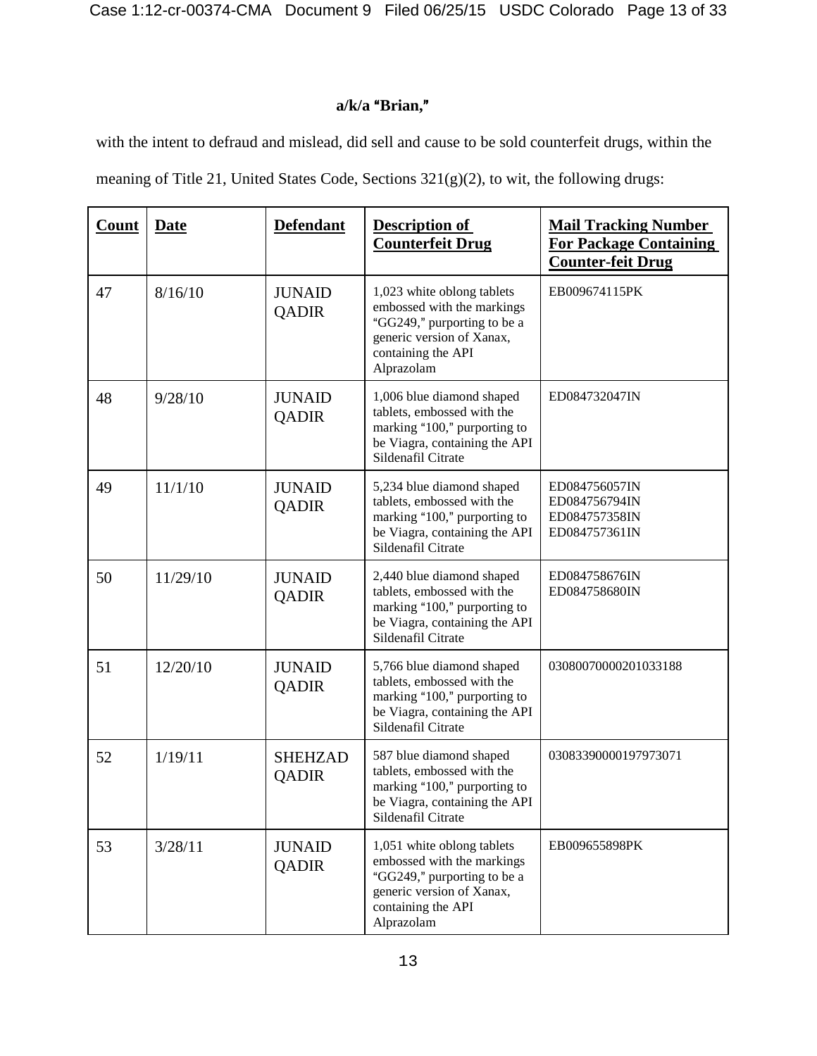**a/k/a "Brian,"**

with the intent to defraud and mislead, did sell and cause to be sold counterfeit drugs, within the meaning of Title 21, United States Code, Sections 321(g)(2), to wit, the following drugs:

| Count | Date | Defendant | Description of Counterfeit Drug | Mail Tracking Number For Package Containing Counter-feit Drug |
|---|---|---|---|---|
| 47 | 8/16/10 | JUNAID QADIR | 1,023 white oblong tablets embossed with the markings "GG249," purporting to be a generic version of Xanax, containing the API Alprazolam | EB009674115PK |
| 48 | 9/28/10 | JUNAID QADIR | 1,006 blue diamond shaped tablets, embossed with the marking "100," purporting to be Viagra, containing the API Sildenafil Citrate | ED084732047IN |
| 49 | 11/1/10 | JUNAID QADIR | 5,234 blue diamond shaped tablets, embossed with the marking "100," purporting to be Viagra, containing the API Sildenafil Citrate | ED084756057IN<br>ED084756794IN<br>ED084757358IN<br>ED0847557361IN |
| 50 | 11/29/10 | JUNAID QADIR | 2,440 blue diamond shaped tablets, embossed with the marking "100," purporting to be Viagra, containing the API Sildenafil Citrate | ED084758676IN<br>ED084758680IN |
| 51 | 12/20/10 | JUNAID QADIR | 5,766 blue diamond shaped tablets, embossed with the marking "100," purporting to be Viagra, containing the API Sildenafil Citrate | 03080070000201033188 |
| 52 | 1/19/11 | SHEHZAD QADIR | 587 blue diamond shaped tablets, embossed with the marking "100," purporting to be Viagra, containing the API Sildenafil Citrate | 03083390000197973071 |
| 53 | 3/28/11 | JUNAID QADIR | 1,051 white oblong tablets embossed with the markings "GG249," purporting to be a generic version of Xanax, containing the API Alprazolam | EB009655898PK |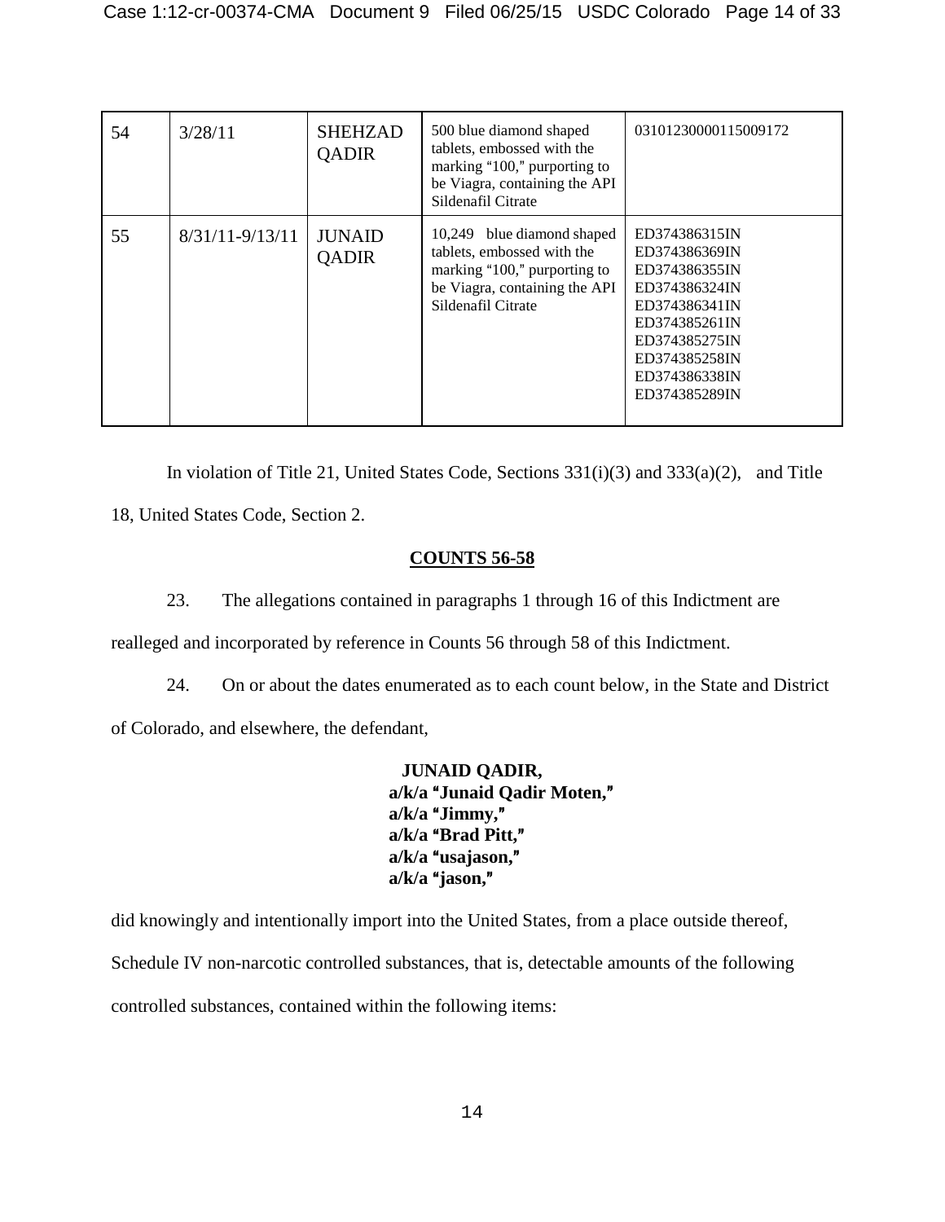| 54 | 3/28/11 | SHEHZAD QADIR | 500 blue diamond shaped tablets, embossed with the marking "100," purporting to be Viagra, containing the API Sildenafil Citrate | 03101230000115009172 |
|---|---|---|---|---|
| 55 | 8/31/11-9/13/11 | JUNAID QADIR | 10,249 blue diamond shaped tablets, embossed with the marking "100," purporting to be Viagra, containing the API Sildenafil Citrate | ED374386315IN ED374386369IN ED374386355IN ED374386324IN ED374386341IN ED374385261IN ED374385275IN ED374385258IN ED374386338IN ED374385289IN |

In violation of Title 21, United States Code, Sections 331(i)(3) and 333(a)(2), and Title 18, United States Code, Section 2.

## COUNTS 56-58

23. The allegations contained in paragraphs 1 through 16 of this Indictment are realleged and incorporated by reference in Counts 56 through 58 of this Indictment.

24. On or about the dates enumerated as to each count below, in the State and District of Colorado, and elsewhere, the defendant,

**JUNAID QADIR,**
**a/k/a "Junaid Qadir Moten,"**
**a/k/a "Jimmy,"**
**a/k/a "Brad Pitt,"**
**a/k/a "usajason,"**
**a/k/a "jason,"**

did knowingly and intentionally import into the United States, from a place outside thereof, Schedule IV non-narcotic controlled substances, that is, detectable amounts of the following controlled substances, contained within the following items: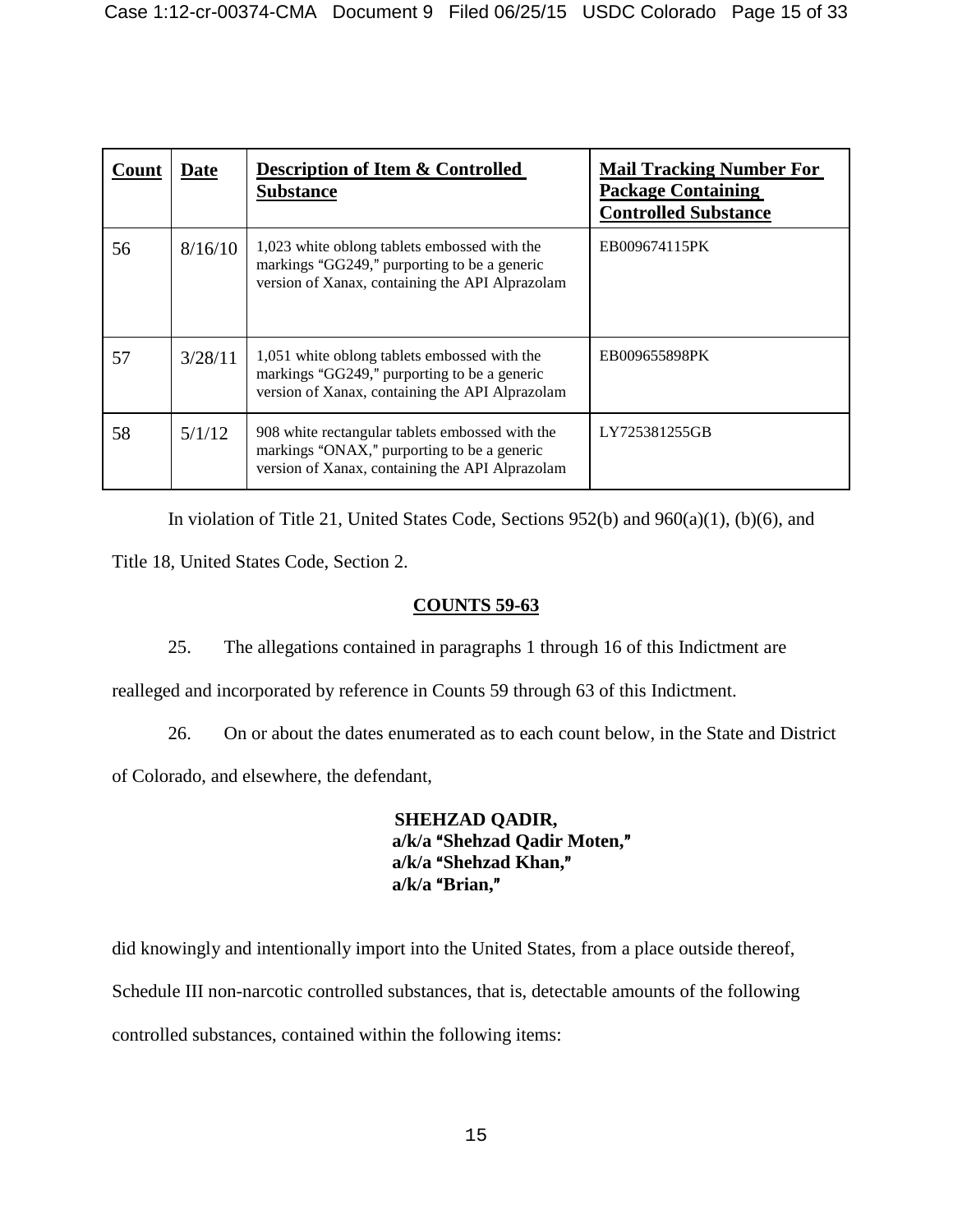| Count | Date | Description of Item & Controlled Substance | Mail Tracking Number For Package Containing Controlled Substance |
|---|---|---|---|
| 56 | 8/16/10 | 1,023 white oblong tablets embossed with the markings "GG249," purporting to be a generic version of Xanax, containing the API Alprazolam | EB009674115PK |
| 57 | 3/28/11 | 1,051 white oblong tablets embossed with the markings "GG249," purporting to be a generic version of Xanax, containing the API Alprazolam | EB009655898PK |
| 58 | 5/1/12 | 908 white rectangular tablets embossed with the markings "ONAX," purporting to be a generic version of Xanax, containing the API Alprazolam | LY725381255GB |

In violation of Title 21, United States Code, Sections 952(b) and 960(a)(1), (b)(6), and Title 18, United States Code, Section 2.

**COUNTS 59-63**

25. The allegations contained in paragraphs 1 through 16 of this Indictment are realleged and incorporated by reference in Counts 59 through 63 of this Indictment.

26. On or about the dates enumerated as to each count below, in the State and District of Colorado, and elsewhere, the defendant,

**SHEHZAD QADIR,**
**a/k/a "Shehzad Qadir Moten,"**
**a/k/a "Shehzad Khan,"**
**a/k/a "Brian,"**

did knowingly and intentionally import into the United States, from a place outside thereof, Schedule III non-narcotic controlled substances, that is, detectable amounts of the following controlled substances, contained within the following items: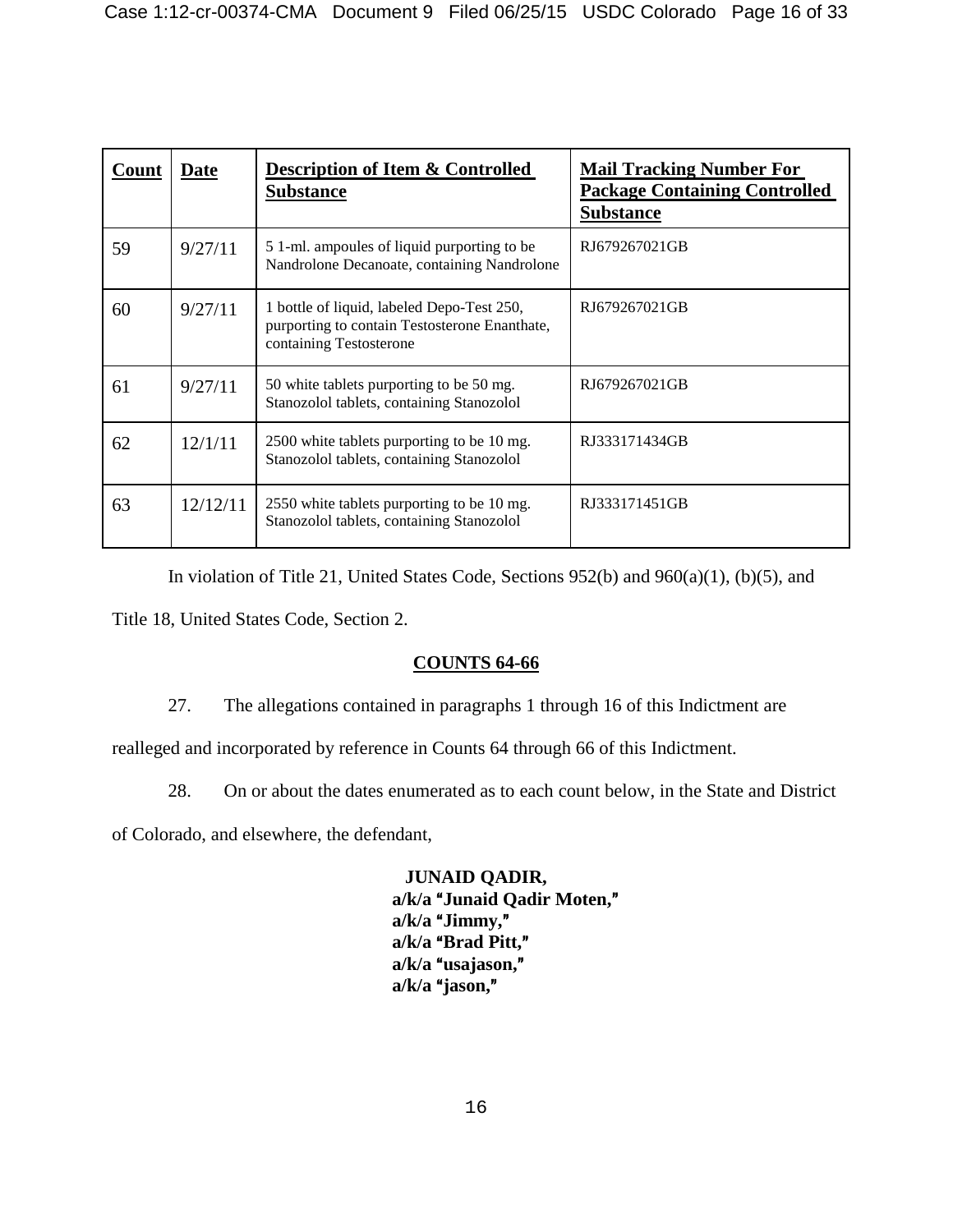| Count | Date | Description of Item & Controlled Substance | Mail Tracking Number For Package Containing Controlled Substance |
|---|---|---|---|
| 59 | 9/27/11 | 5 1-ml. ampoules of liquid purporting to be Nandrolone Decanoate, containing Nandrolone | RJ679267021GB |
| 60 | 9/27/11 | 1 bottle of liquid, labeled Depo-Test 250, purporting to contain Testosterone Enanthate, containing Testosterone | RJ679267021GB |
| 61 | 9/27/11 | 50 white tablets purporting to be 50 mg. Stanozolol tablets, containing Stanozolol | RJ679267021GB |
| 62 | 12/1/11 | 2500 white tablets purporting to be 10 mg. Stanozolol tablets, containing Stanozolol | RJ333171434GB |
| 63 | 12/12/11 | 2550 white tablets purporting to be 10 mg. Stanozolol tablets, containing Stanozolol | RJ333171451GB |

In violation of Title 21, United States Code, Sections 952(b) and 960(a)(1), (b)(5), and Title 18, United States Code, Section 2.

**COUNTS 64-66**

27. The allegations contained in paragraphs 1 through 16 of this Indictment are realleged and incorporated by reference in Counts 64 through 66 of this Indictment.

28. On or about the dates enumerated as to each count below, in the State and District of Colorado, and elsewhere, the defendant,

**JUNAID QADIR,**
**a/k/a "Junaid Qadir Moten,"**
**a/k/a "Jimmy,"**
**a/k/a "Brad Pitt,"**
**a/k/a "usajason,"**
**a/k/a "jason,"**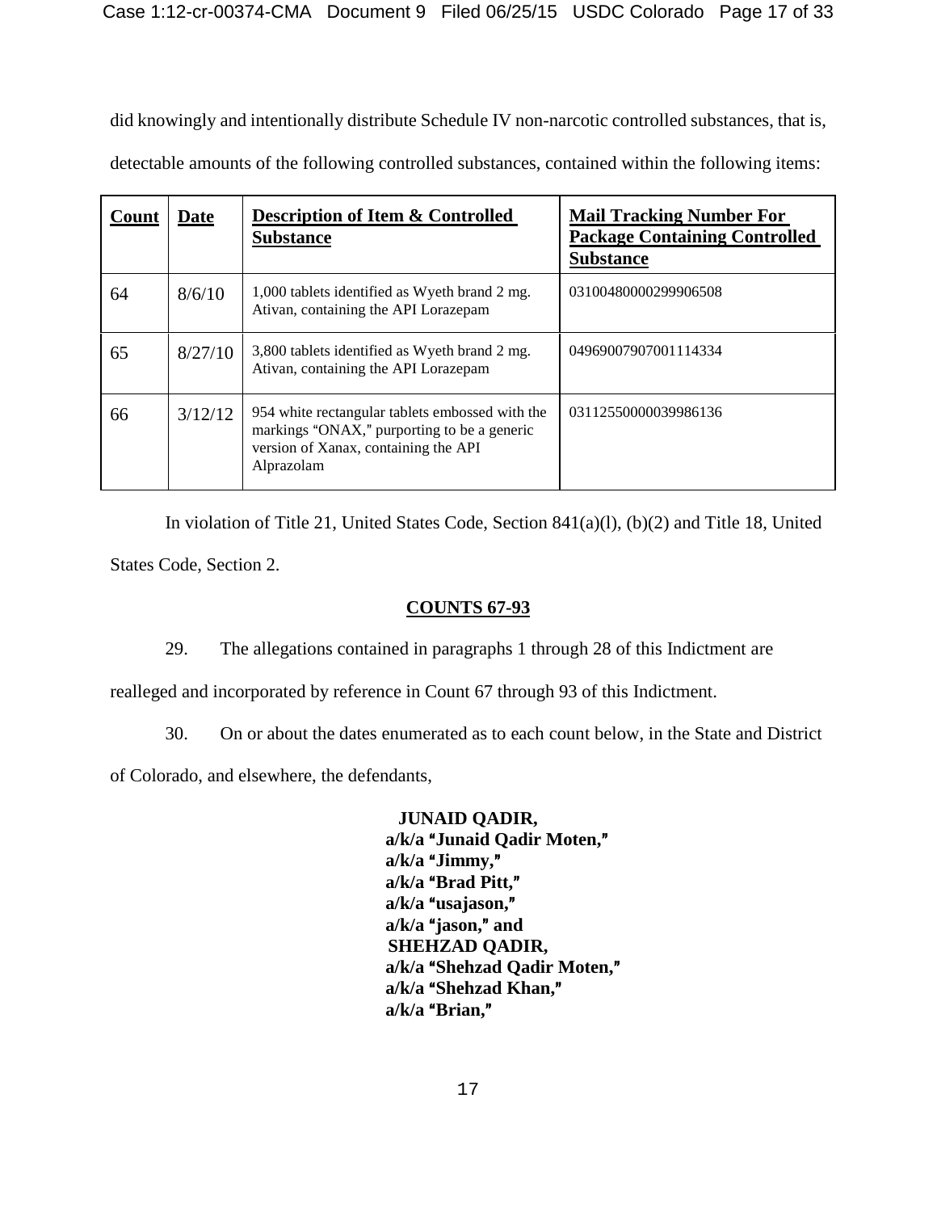did knowingly and intentionally distribute Schedule IV non-narcotic controlled substances, that is, detectable amounts of the following controlled substances, contained within the following items:

| **Count** | **Date** | **Description of Item & Controlled Substance** | **Mail Tracking Number For Package Containing Controlled Substance** |
|---|---|---|---|
| 64 | 8/6/10 | 1,000 tablets identified as Wyeth brand 2 mg. Ativan, containing the API Lorazepam | 03100480000299906508 |
| 65 | 8/27/10 | 3,800 tablets identified as Wyeth brand 2 mg. Ativan, containing the API Lorazepam | 04969007907001114334 |
| 66 | 3/12/12 | 954 white rectangular tablets embossed with the markings "ONAX," purporting to be a generic version of Xanax, containing the API Alprazolam | 03112550000039986136 |

In violation of Title 21, United States Code, Section 841(a)(l), (b)(2) and Title 18, United States Code, Section 2.

## COUNTS 67-93

29. The allegations contained in paragraphs 1 through 28 of this Indictment are realleged and incorporated by reference in Count 67 through 93 of this Indictment.

30. On or about the dates enumerated as to each count below, in the State and District of Colorado, and elsewhere, the defendants,

**JUNAID QADIR,**
**a/k/a "Junaid Qadir Moten,"**
**a/k/a "Jimmy,"**
**a/k/a "Brad Pitt,"**
**a/k/a "usajason,"**
**a/k/a "jason," and**
**SHEHZAD QADIR,**
**a/k/a "Shehzad Qadir Moten,"**
**a/k/a "Shehzad Khan,"**
**a/k/a "Brian,"**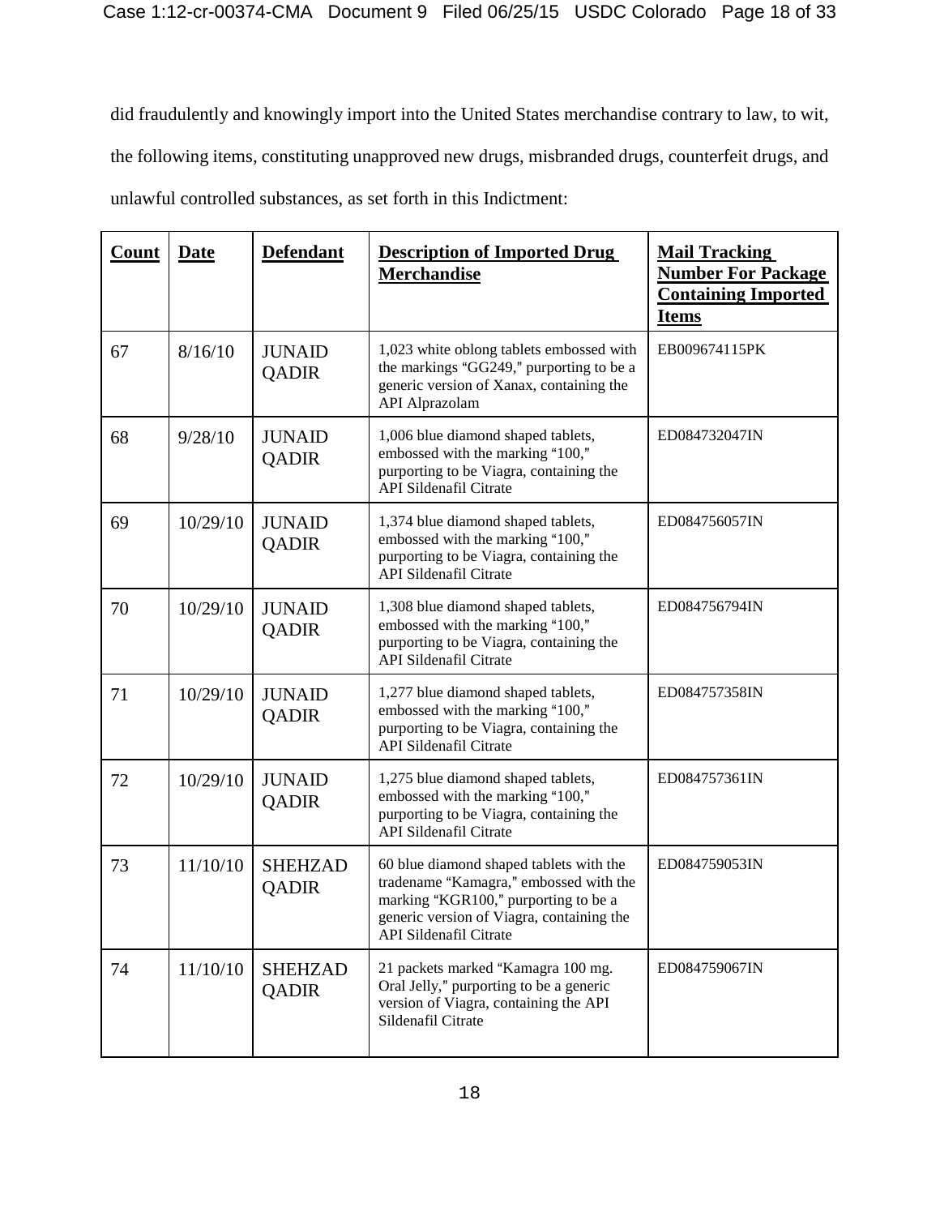did fraudulently and knowingly import into the United States merchandise contrary to law, to wit, the following items, constituting unapproved new drugs, misbranded drugs, counterfeit drugs, and unlawful controlled substances, as set forth in this Indictment:

| Count | Date | Defendant | Description of Imported Drug Merchandise | Mail Tracking Number For Package Containing Imported Items |
|---|---|---|---|---|
| 67 | 8/16/10 | JUNAID QADIR | 1,023 white oblong tablets embossed with the markings "GG249," purporting to be a generic version of Xanax, containing the API Alprazolam | EB009674115PK |
| 68 | 9/28/10 | JUNAID QADIR | 1,006 blue diamond shaped tablets, embossed with the marking "100," purporting to be Viagra, containing the API Sildenafil Citrate | ED084732047IN |
| 69 | 10/29/10 | JUNAID QADIR | 1,374 blue diamond shaped tablets, embossed with the marking "100," purporting to be Viagra, containing the API Sildenafil Citrate | ED084756057IN |
| 70 | 10/29/10 | JUNAID QADIR | 1,308 blue diamond shaped tablets, embossed with the marking "100," purporting to be Viagra, containing the API Sildenafil Citrate | ED084756794IN |
| 71 | 10/29/10 | JUNAID QADIR | 1,277 blue diamond shaped tablets, embossed with the marking "100," purporting to be Viagra, containing the API Sildenafil Citrate | ED084757358IN |
| 72 | 10/29/10 | JUNAID QADIR | 1,275 blue diamond shaped tablets, embossed with the marking "100," purporting to be Viagra, containing the API Sildenafil Citrate | ED084757361IN |
| 73 | 11/10/10 | SHEHZAD QADIR | 60 blue diamond shaped tablets with the tradename "Kamagra," embossed with the marking "KGR100," purporting to be a generic version of Viagra, containing the API Sildenafil Citrate | ED084759053IN |
| 74 | 11/10/10 | SHEHZAD QADIR | 21 packets marked "Kamagra 100 mg. Oral Jelly," purporting to be a generic version of Viagra, containing the API Sildenafil Citrate | ED084759067IN |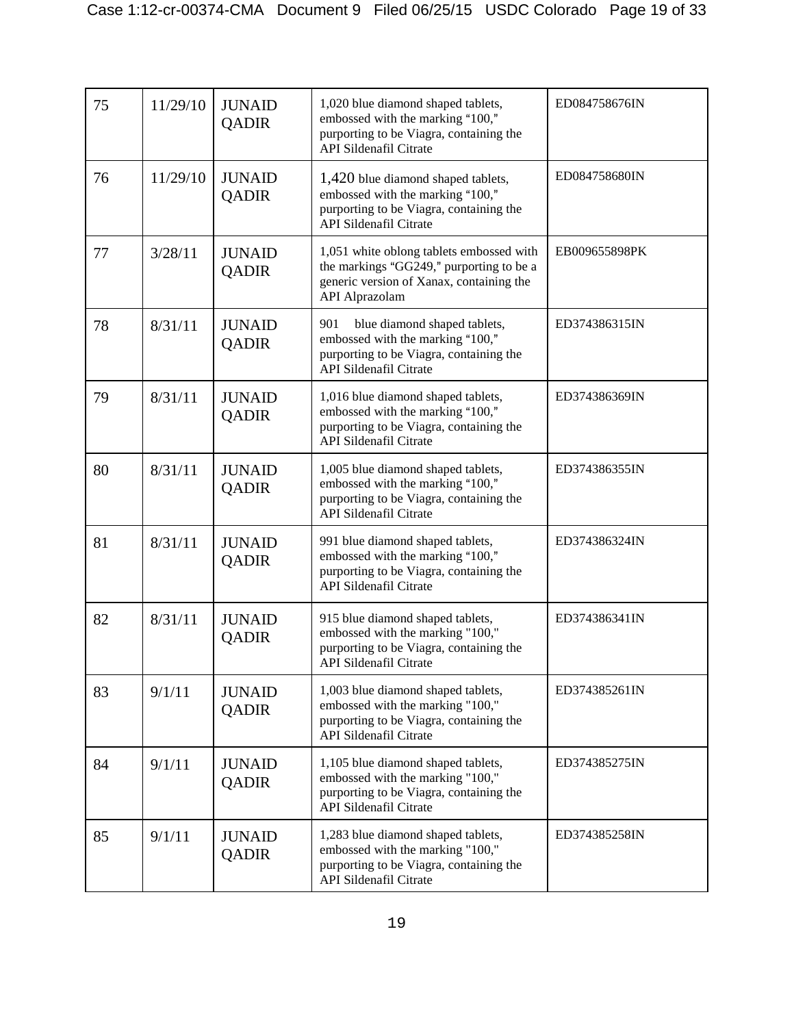| 75 | 11/29/10 | JUNAID QADIR | 1,020 blue diamond shaped tablets, embossed with the marking "100," purporting to be Viagra, containing the API Sildenafil Citrate | ED084758676IN |
|---|---|---|---|---|
| 76 | 11/29/10 | JUNAID QADIR | 1,420 blue diamond shaped tablets, embossed with the marking "100," purporting to be Viagra, containing the API Sildenafil Citrate | ED084758680IN |
| 77 | 3/28/11 | JUNAID QADIR | 1,051 white oblong tablets embossed with the markings "GG249," purporting to be a generic version of Xanax, containing the API Alprazolam | EB009655898PK |
| 78 | 8/31/11 | JUNAID QADIR | 901 blue diamond shaped tablets, embossed with the marking "100," purporting to be Viagra, containing the API Sildenafil Citrate | ED374386315IN |
| 79 | 8/31/11 | JUNAID QADIR | 1,016 blue diamond shaped tablets, embossed with the marking "100," purporting to be Viagra, containing the API Sildenafil Citrate | ED374386369IN |
| 80 | 8/31/11 | JUNAID QADIR | 1,005 blue diamond shaped tablets, embossed with the marking "100," purporting to be Viagra, containing the API Sildenafil Citrate | ED374386355IN |
| 81 | 8/31/11 | JUNAID QADIR | 991 blue diamond shaped tablets, embossed with the marking "100," purporting to be Viagra, containing the API Sildenafil Citrate | ED374386324IN |
| 82 | 8/31/11 | JUNAID QADIR | 915 blue diamond shaped tablets, embossed with the marking "100," purporting to be Viagra, containing the API Sildenafil Citrate | ED374386341IN |
| 83 | 9/1/11 | JUNAID QADIR | 1,003 blue diamond shaped tablets, embossed with the marking "100," purporting to be Viagra, containing the API Sildenafil Citrate | ED374385261IN |
| 84 | 9/1/11 | JUNAID QADIR | 1,105 blue diamond shaped tablets, embossed with the marking "100," purporting to be Viagra, containing the API Sildenafil Citrate | ED374385275IN |
| 85 | 9/1/11 | JUNAID QADIR | 1,283 blue diamond shaped tablets, embossed with the marking "100," purporting to be Viagra, containing the API Sildenafil Citrate | ED374385258IN |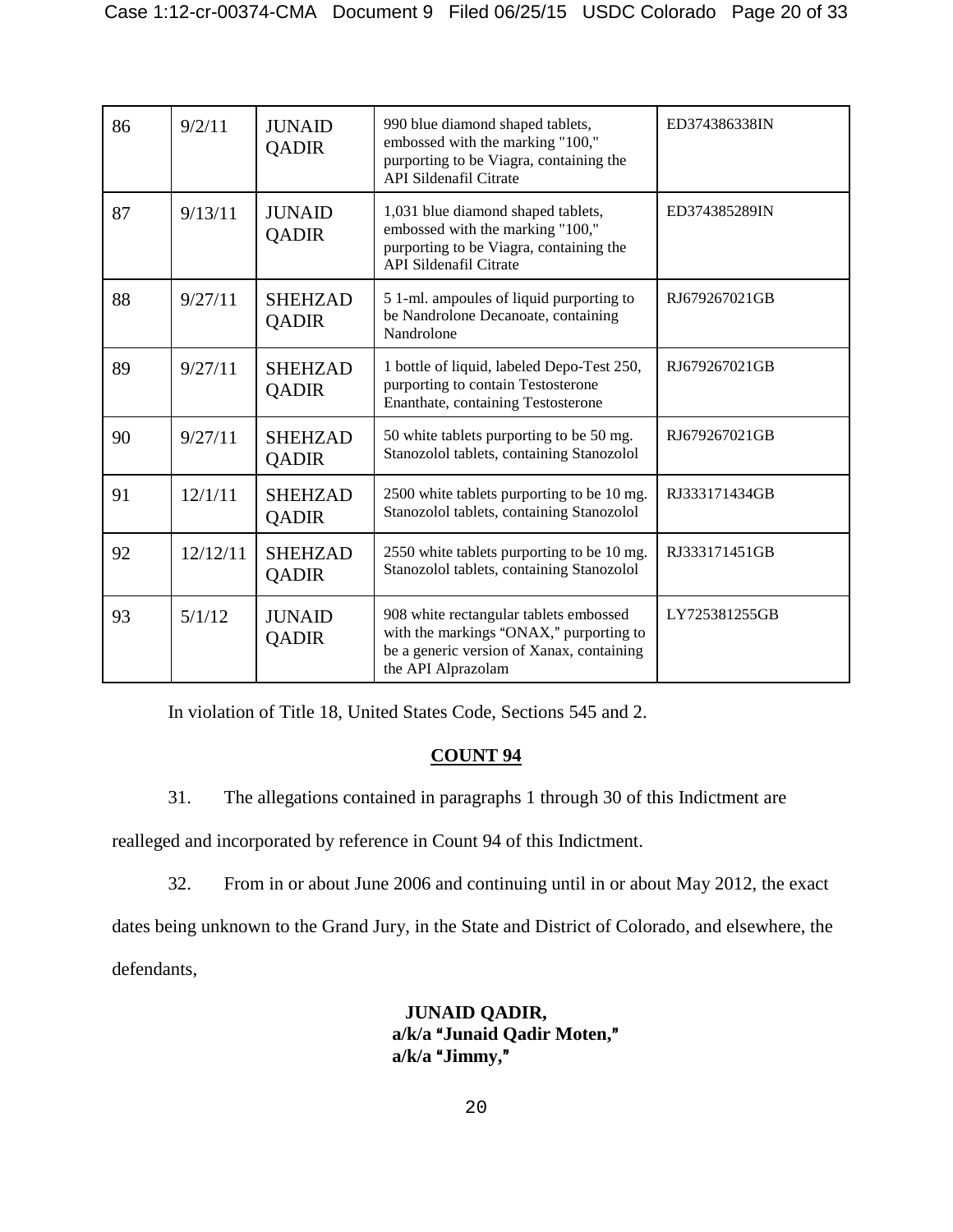| 86 | 9/2/11 | JUNAID QADIR | 990 blue diamond shaped tablets, embossed with the marking "100," purporting to be Viagra, containing the API Sildenafil Citrate | ED374386338IN |
|---|---|---|---|---|
| 87 | 9/13/11 | JUNAID QADIR | 1,031 blue diamond shaped tablets, embossed with the marking "100," purporting to be Viagra, containing the API Sildenafil Citrate | ED374385289IN |
| 88 | 9/27/11 | SHEHZAD QADIR | 5 1-ml. ampoules of liquid purporting to be Nandrolone Decanoate, containing Nandrolone | RJ679267021GB |
| 89 | 9/27/11 | SHEHZAD QADIR | 1 bottle of liquid, labeled Depo-Test 250, purporting to contain Testosterone Enanthate, containing Testosterone | RJ679267021GB |
| 90 | 9/27/11 | SHEHZAD QADIR | 50 white tablets purporting to be 50 mg. Stanozolol tablets, containing Stanozolol | RJ679267021GB |
| 91 | 12/1/11 | SHEHZAD QADIR | 2500 white tablets purporting to be 10 mg. Stanozolol tablets, containing Stanozolol | RJ333171434GB |
| 92 | 12/12/11 | SHEHZAD QADIR | 2550 white tablets purporting to be 10 mg. Stanozolol tablets, containing Stanozolol | RJ333171451GB |
| 93 | 5/1/12 | JUNAID QADIR | 908 white rectangular tablets embossed with the markings "ONAX," purporting to be a generic version of Xanax, containing the API Alprazolam | LY725381255GB |

In violation of Title 18, United States Code, Sections 545 and 2.

## COUNT 94

31. The allegations contained in paragraphs 1 through 30 of this Indictment are realleged and incorporated by reference in Count 94 of this Indictment.

32. From in or about June 2006 and continuing until in or about May 2012, the exact dates being unknown to the Grand Jury, in the State and District of Colorado, and elsewhere, the defendants,

**JUNAID QADIR,**
**a/k/a "Junaid Qadir Moten,"**
**a/k/a "Jimmy,"**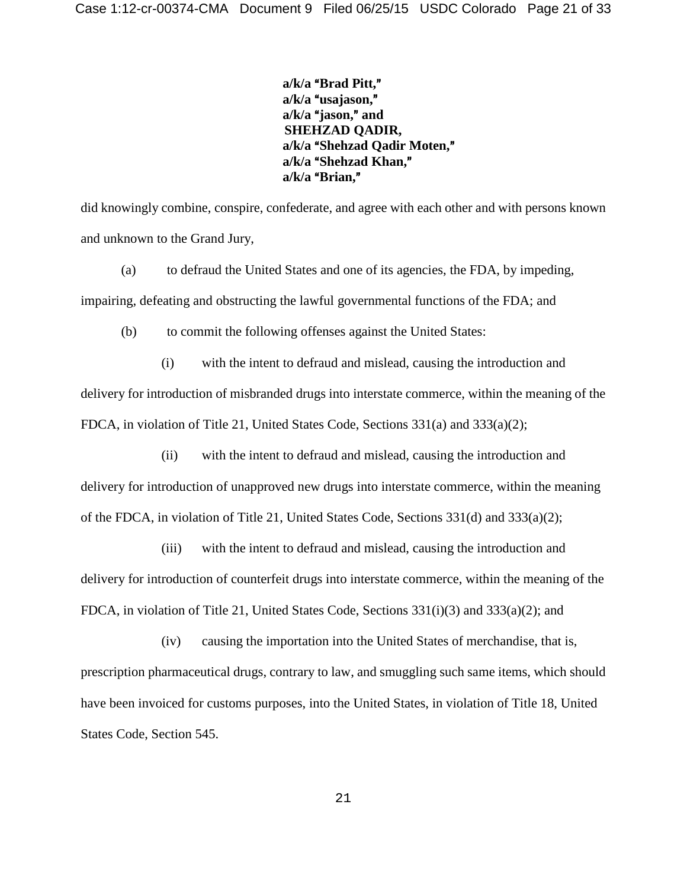**a/k/a "Brad Pitt,"**
**a/k/a "usajason,"**
**a/k/a "jason," and**
**SHEHZAD QADIR,**
**a/k/a "Shehzad Qadir Moten,"**
**a/k/a "Shehzad Khan,"**
**a/k/a "Brian,"**

did knowingly combine, conspire, confederate, and agree with each other and with persons known and unknown to the Grand Jury,

(a) to defraud the United States and one of its agencies, the FDA, by impeding, impairing, defeating and obstructing the lawful governmental functions of the FDA; and

(b) to commit the following offenses against the United States:

(i) with the intent to defraud and mislead, causing the introduction and delivery for introduction of misbranded drugs into interstate commerce, within the meaning of the FDCA, in violation of Title 21, United States Code, Sections 331(a) and 333(a)(2);

(ii) with the intent to defraud and mislead, causing the introduction and delivery for introduction of unapproved new drugs into interstate commerce, within the meaning of the FDCA, in violation of Title 21, United States Code, Sections 331(d) and 333(a)(2);

(iii) with the intent to defraud and mislead, causing the introduction and delivery for introduction of counterfeit drugs into interstate commerce, within the meaning of the FDCA, in violation of Title 21, United States Code, Sections 331(i)(3) and 333(a)(2); and

(iv) causing the importation into the United States of merchandise, that is, prescription pharmaceutical drugs, contrary to law, and smuggling such same items, which should have been invoiced for customs purposes, into the United States, in violation of Title 18, United States Code, Section 545.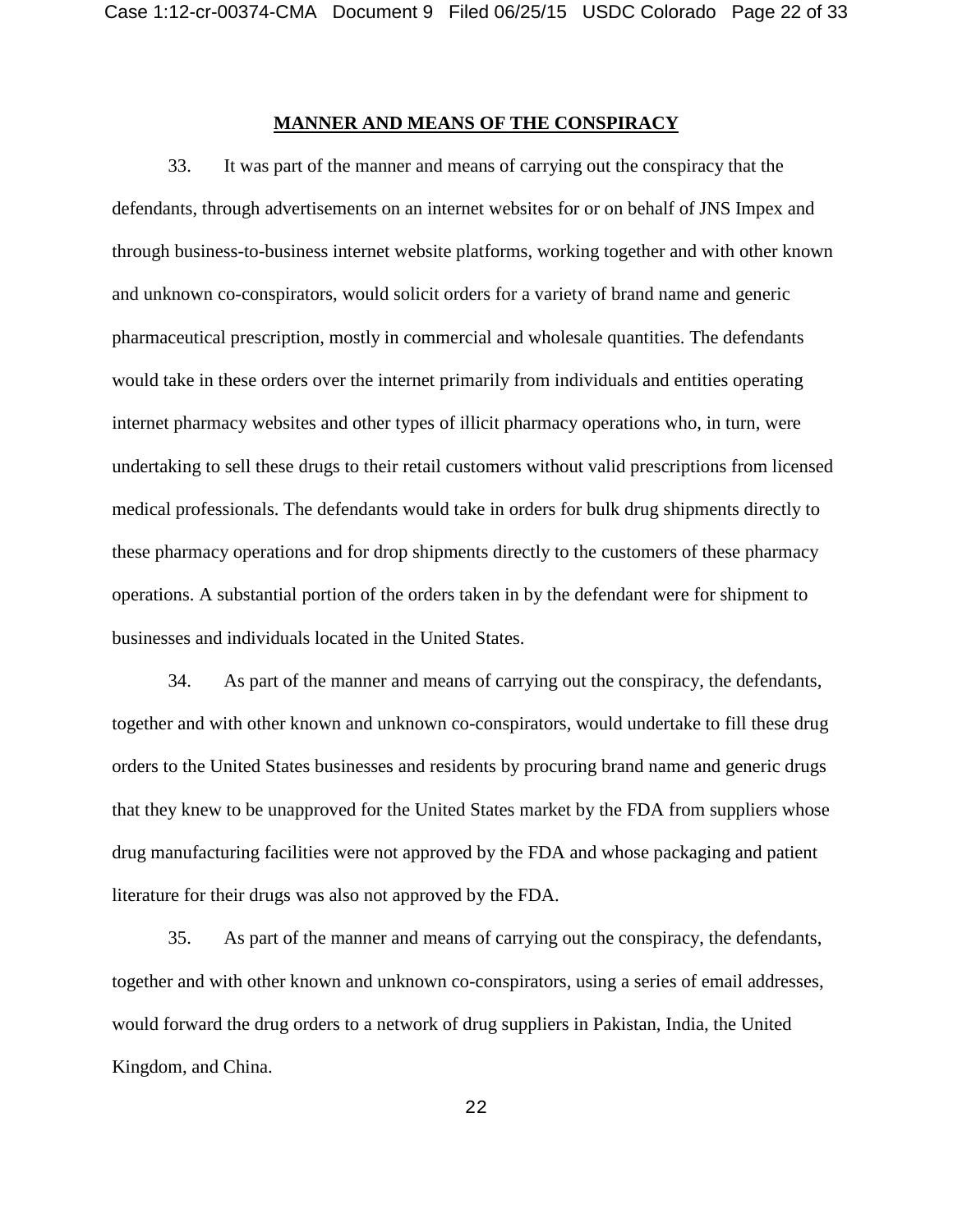## MANNER AND MEANS OF THE CONSPIRACY

33. It was part of the manner and means of carrying out the conspiracy that the defendants, through advertisements on an internet websites for or on behalf of JNS Impex and through business-to-business internet website platforms, working together and with other known and unknown co-conspirators, would solicit orders for a variety of brand name and generic pharmaceutical prescription, mostly in commercial and wholesale quantities. The defendants would take in these orders over the internet primarily from individuals and entities operating internet pharmacy websites and other types of illicit pharmacy operations who, in turn, were undertaking to sell these drugs to their retail customers without valid prescriptions from licensed medical professionals. The defendants would take in orders for bulk drug shipments directly to these pharmacy operations and for drop shipments directly to the customers of these pharmacy operations. A substantial portion of the orders taken in by the defendant were for shipment to businesses and individuals located in the United States.

34. As part of the manner and means of carrying out the conspiracy, the defendants, together and with other known and unknown co-conspirators, would undertake to fill these drug orders to the United States businesses and residents by procuring brand name and generic drugs that they knew to be unapproved for the United States market by the FDA from suppliers whose drug manufacturing facilities were not approved by the FDA and whose packaging and patient literature for their drugs was also not approved by the FDA.

35. As part of the manner and means of carrying out the conspiracy, the defendants, together and with other known and unknown co-conspirators, using a series of email addresses, would forward the drug orders to a network of drug suppliers in Pakistan, India, the United Kingdom, and China.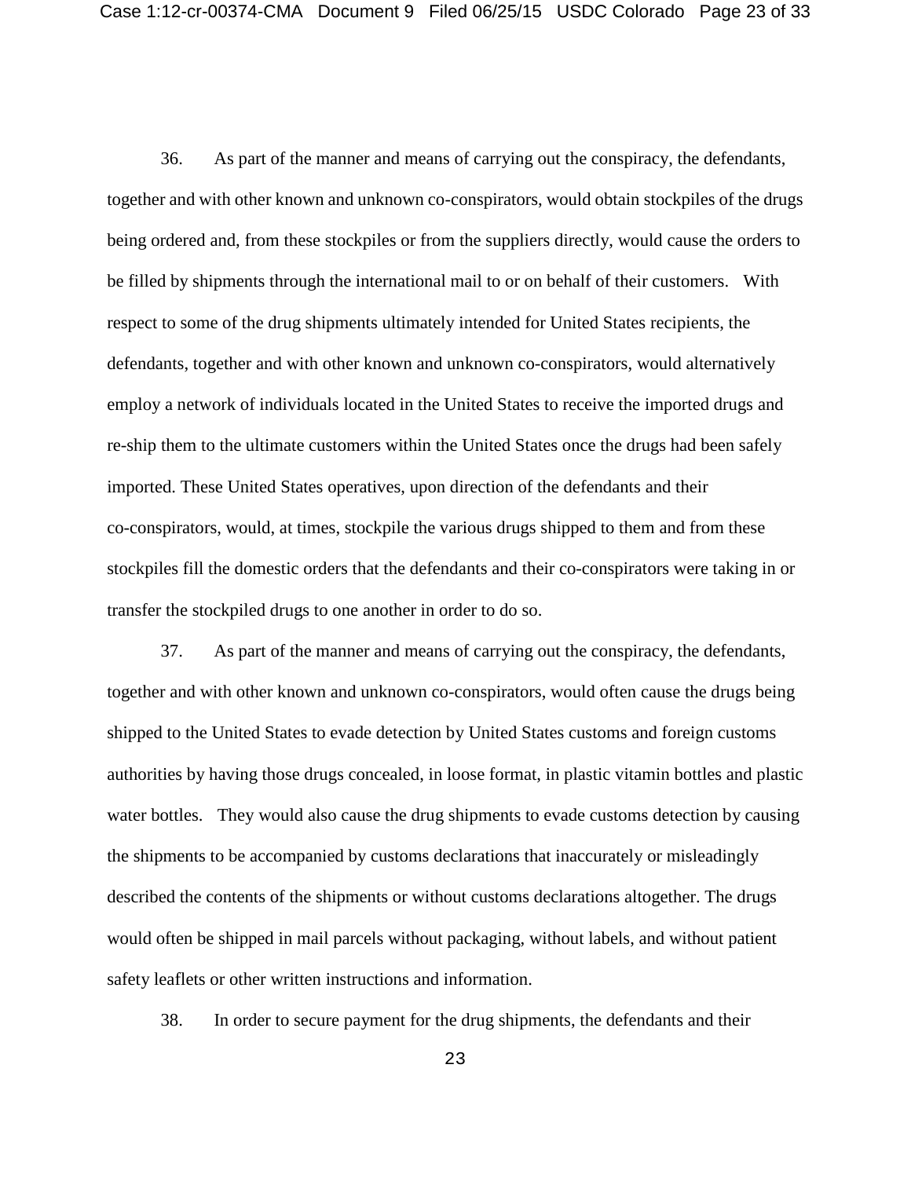36. As part of the manner and means of carrying out the conspiracy, the defendants, together and with other known and unknown co-conspirators, would obtain stockpiles of the drugs being ordered and, from these stockpiles or from the suppliers directly, would cause the orders to be filled by shipments through the international mail to or on behalf of their customers. With respect to some of the drug shipments ultimately intended for United States recipients, the defendants, together and with other known and unknown co-conspirators, would alternatively employ a network of individuals located in the United States to receive the imported drugs and re-ship them to the ultimate customers within the United States once the drugs had been safely imported. These United States operatives, upon direction of the defendants and their co-conspirators, would, at times, stockpile the various drugs shipped to them and from these stockpiles fill the domestic orders that the defendants and their co-conspirators were taking in or transfer the stockpiled drugs to one another in order to do so.

37. As part of the manner and means of carrying out the conspiracy, the defendants, together and with other known and unknown co-conspirators, would often cause the drugs being shipped to the United States to evade detection by United States customs and foreign customs authorities by having those drugs concealed, in loose format, in plastic vitamin bottles and plastic water bottles. They would also cause the drug shipments to evade customs detection by causing the shipments to be accompanied by customs declarations that inaccurately or misleadingly described the contents of the shipments or without customs declarations altogether. The drugs would often be shipped in mail parcels without packaging, without labels, and without patient safety leaflets or other written instructions and information.

38. In order to secure payment for the drug shipments, the defendants and their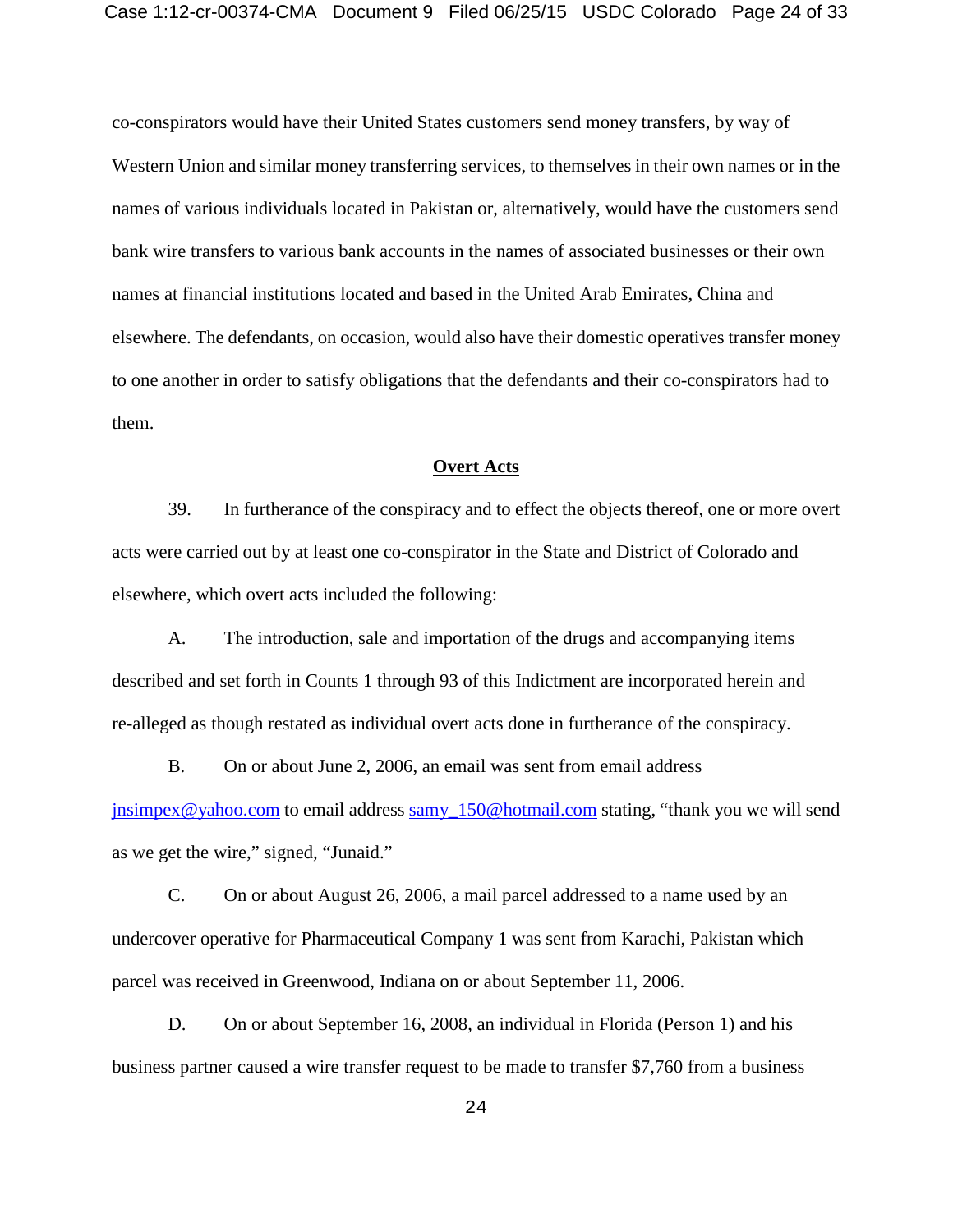co-conspirators would have their United States customers send money transfers, by way of Western Union and similar money transferring services, to themselves in their own names or in the names of various individuals located in Pakistan or, alternatively, would have the customers send bank wire transfers to various bank accounts in the names of associated businesses or their own names at financial institutions located and based in the United Arab Emirates, China and elsewhere. The defendants, on occasion, would also have their domestic operatives transfer money to one another in order to satisfy obligations that the defendants and their co-conspirators had to them.

**Overt Acts**

39. In furtherance of the conspiracy and to effect the objects thereof, one or more overt acts were carried out by at least one co-conspirator in the State and District of Colorado and elsewhere, which overt acts included the following:

A. The introduction, sale and importation of the drugs and accompanying items described and set forth in Counts 1 through 93 of this Indictment are incorporated herein and re-alleged as though restated as individual overt acts done in furtherance of the conspiracy.

B. On or about June 2, 2006, an email was sent from email address jnsimpex@yahoo.com to email address samy_150@hotmail.com stating, "thank you we will send as we get the wire," signed, "Junaid."

C. On or about August 26, 2006, a mail parcel addressed to a name used by an undercover operative for Pharmaceutical Company 1 was sent from Karachi, Pakistan which parcel was received in Greenwood, Indiana on or about September 11, 2006.

D. On or about September 16, 2008, an individual in Florida (Person 1) and his business partner caused a wire transfer request to be made to transfer $7,760 from a business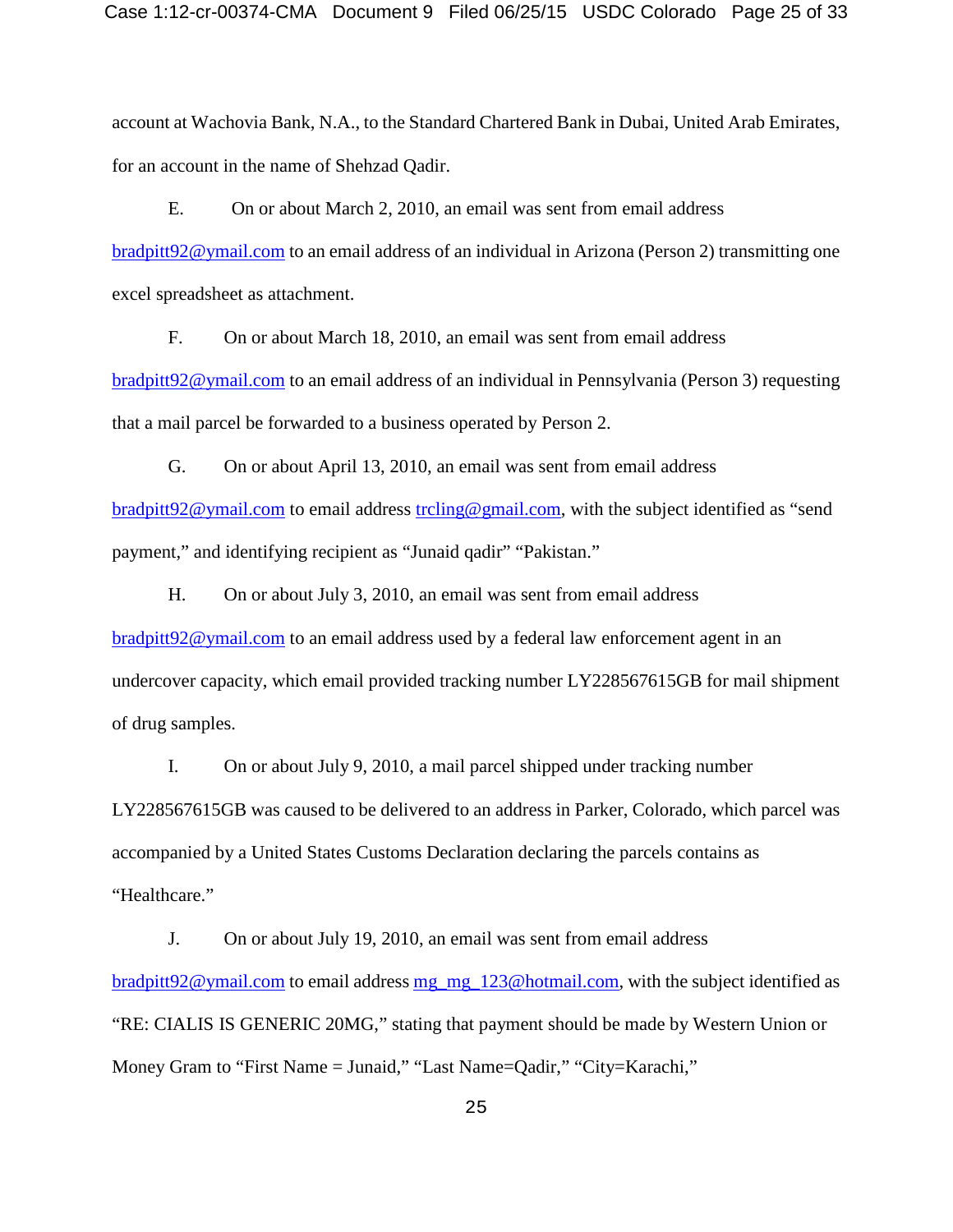account at Wachovia Bank, N.A., to the Standard Chartered Bank in Dubai, United Arab Emirates, for an account in the name of Shehzad Qadir.

E. On or about March 2, 2010, an email was sent from email address bradpitt92@ymail.com to an email address of an individual in Arizona (Person 2) transmitting one excel spreadsheet as attachment.

F. On or about March 18, 2010, an email was sent from email address bradpitt92@ymail.com to an email address of an individual in Pennsylvania (Person 3) requesting that a mail parcel be forwarded to a business operated by Person 2.

G. On or about April 13, 2010, an email was sent from email address bradpitt92@ymail.com to email address trcling@gmail.com, with the subject identified as "send payment," and identifying recipient as "Junaid qadir" "Pakistan."

H. On or about July 3, 2010, an email was sent from email address bradpitt92@ymail.com to an email address used by a federal law enforcement agent in an undercover capacity, which email provided tracking number LY228567615GB for mail shipment of drug samples.

I. On or about July 9, 2010, a mail parcel shipped under tracking number LY228567615GB was caused to be delivered to an address in Parker, Colorado, which parcel was accompanied by a United States Customs Declaration declaring the parcels contains as "Healthcare."

J. On or about July 19, 2010, an email was sent from email address bradpitt92@ymail.com to email address mg_mg_123@hotmail.com, with the subject identified as "RE: CIALIS IS GENERIC 20MG," stating that payment should be made by Western Union or Money Gram to "First Name = Junaid," "Last Name=Qadir," "City=Karachi,"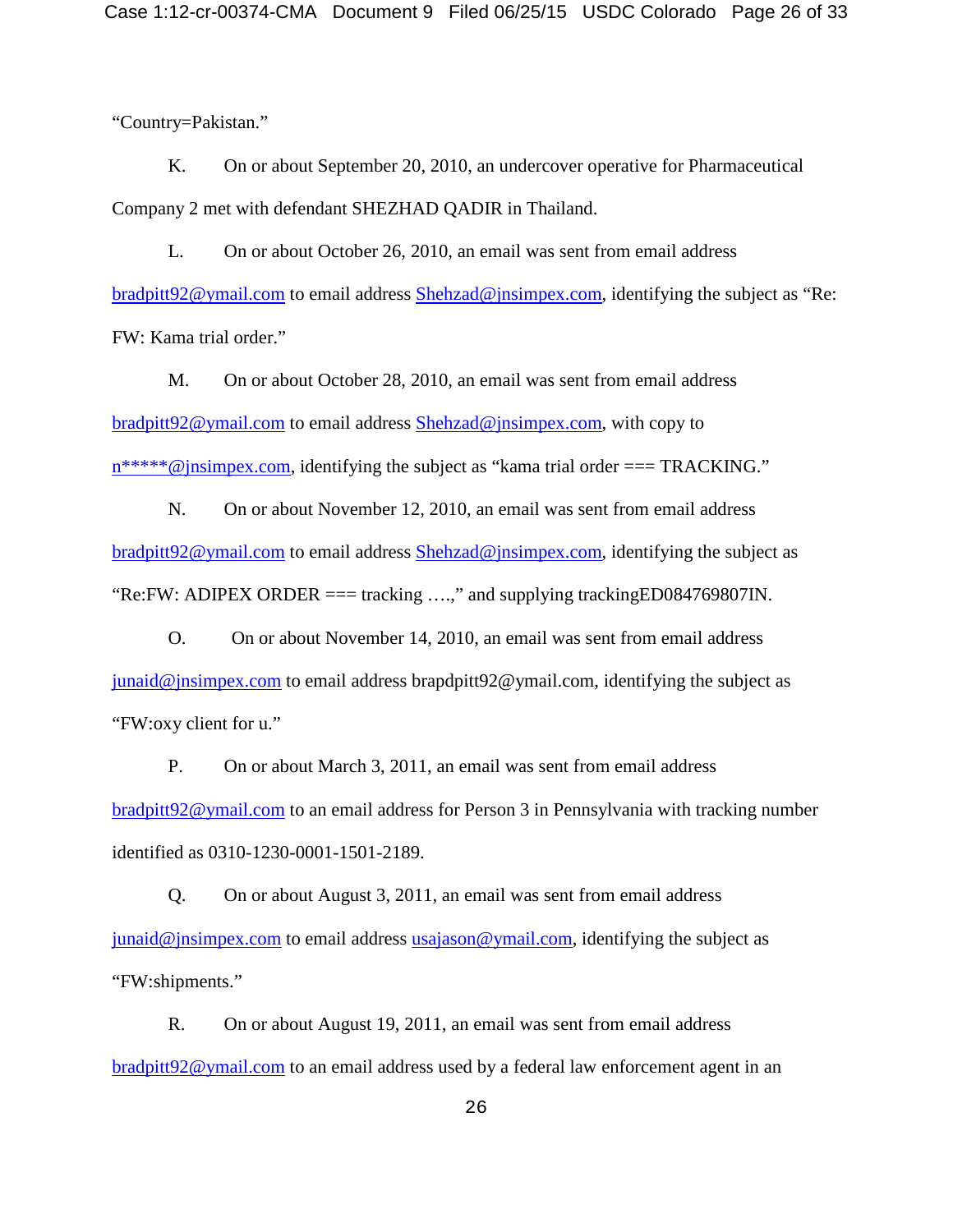"Country=Pakistan."

K. On or about September 20, 2010, an undercover operative for Pharmaceutical Company 2 met with defendant SHEZHAD QADIR in Thailand.

L. On or about October 26, 2010, an email was sent from email address bradpitt92@ymail.com to email address Shehzad@jnsimpex.com, identifying the subject as "Re: FW: Kama trial order."

M. On or about October 28, 2010, an email was sent from email address bradpitt92@ymail.com to email address Shehzad@jnsimpex.com, with copy to n*****@jnsimpex.com, identifying the subject as "kama trial order === TRACKING."

N. On or about November 12, 2010, an email was sent from email address bradpitt92@ymail.com to email address Shehzad@jnsimpex.com, identifying the subject as "Re:FW: ADIPEX ORDER === tracking ….," and supplying trackingED084769807IN.

O. On or about November 14, 2010, an email was sent from email address junaid@jnsimpex.com to email address brapdpitt92@ymail.com, identifying the subject as "FW:oxy client for u."

P. On or about March 3, 2011, an email was sent from email address bradpitt92@ymail.com to an email address for Person 3 in Pennsylvania with tracking number identified as 0310-1230-0001-1501-2189.

Q. On or about August 3, 2011, an email was sent from email address junaid@jnsimpex.com to email address usajason@ymail.com, identifying the subject as "FW:shipments."

R. On or about August 19, 2011, an email was sent from email address bradpitt92@ymail.com to an email address used by a federal law enforcement agent in an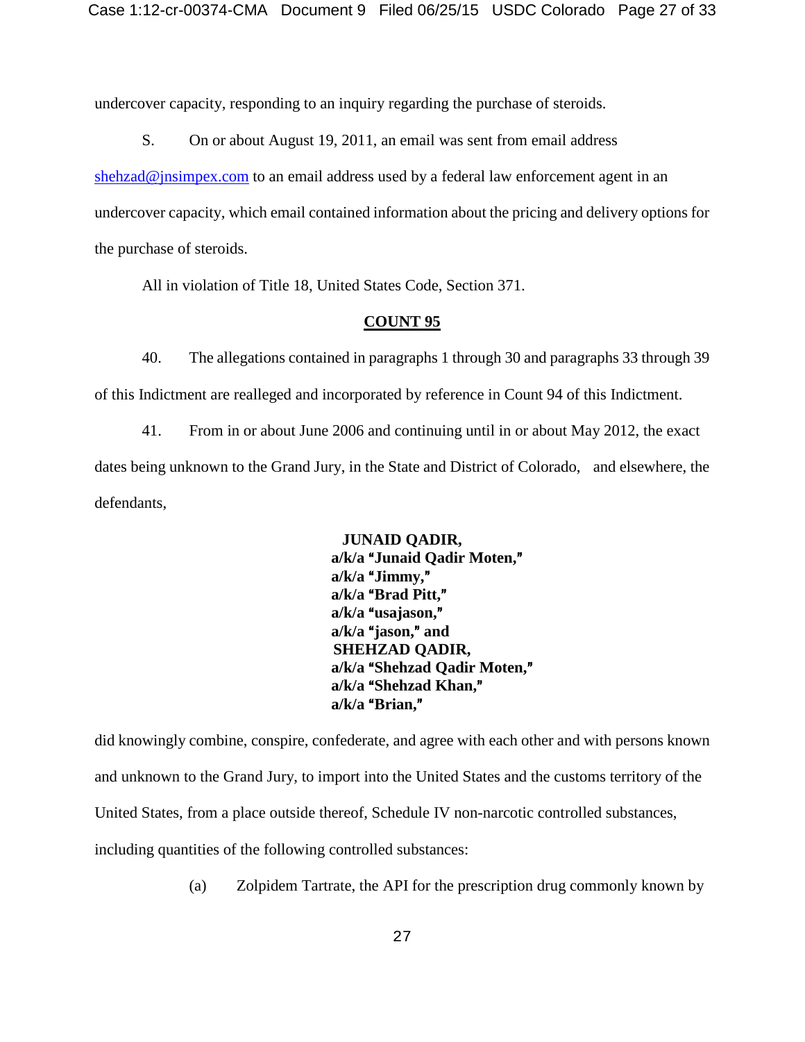undercover capacity, responding to an inquiry regarding the purchase of steroids.

S. On or about August 19, 2011, an email was sent from email address shehzad@jnsimpex.com to an email address used by a federal law enforcement agent in an undercover capacity, which email contained information about the pricing and delivery options for the purchase of steroids.

All in violation of Title 18, United States Code, Section 371.

**COUNT 95**

40. The allegations contained in paragraphs 1 through 30 and paragraphs 33 through 39 of this Indictment are realleged and incorporated by reference in Count 94 of this Indictment.

41. From in or about June 2006 and continuing until in or about May 2012, the exact dates being unknown to the Grand Jury, in the State and District of Colorado, and elsewhere, the defendants,

**JUNAID QADIR,**
**a/k/a "Junaid Qadir Moten,"**
**a/k/a "Jimmy,"**
**a/k/a "Brad Pitt,"**
**a/k/a "usajason,"**
**a/k/a "jason," and**
**SHEHZAD QADIR,**
**a/k/a "Shehzad Qadir Moten,"**
**a/k/a "Shehzad Khan,"**
**a/k/a "Brian,"**

did knowingly combine, conspire, confederate, and agree with each other and with persons known and unknown to the Grand Jury, to import into the United States and the customs territory of the United States, from a place outside thereof, Schedule IV non-narcotic controlled substances, including quantities of the following controlled substances:

(a) Zolpidem Tartrate, the API for the prescription drug commonly known by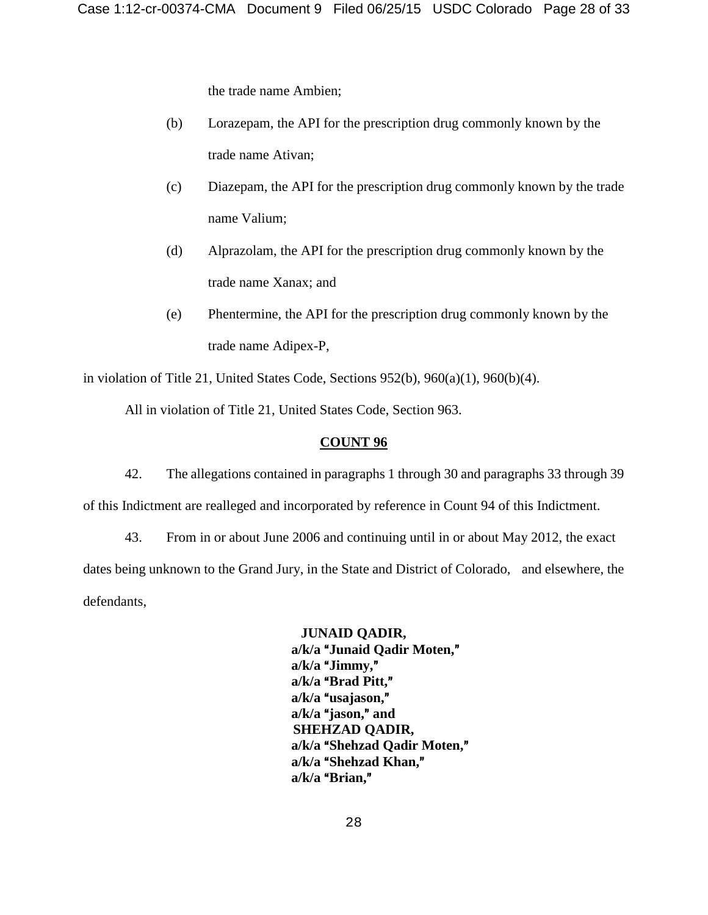the trade name Ambien;

(b) Lorazepam, the API for the prescription drug commonly known by the trade name Ativan;

(c) Diazepam, the API for the prescription drug commonly known by the trade name Valium;

(d) Alprazolam, the API for the prescription drug commonly known by the trade name Xanax; and

(e) Phentermine, the API for the prescription drug commonly known by the trade name Adipex-P,

in violation of Title 21, United States Code, Sections 952(b), 960(a)(1), 960(b)(4).

All in violation of Title 21, United States Code, Section 963.

**COUNT 96**

42. The allegations contained in paragraphs 1 through 30 and paragraphs 33 through 39 of this Indictment are realleged and incorporated by reference in Count 94 of this Indictment.

43. From in or about June 2006 and continuing until in or about May 2012, the exact dates being unknown to the Grand Jury, in the State and District of Colorado, and elsewhere, the defendants,

**JUNAID QADIR,**
**a/k/a "Junaid Qadir Moten,"**
**a/k/a "Jimmy,"**
**a/k/a "Brad Pitt,"**
**a/k/a "usajason,"**
**a/k/a "jason," and**
**SHEHZAD QADIR,**
**a/k/a "Shehzad Qadir Moten,"**
**a/k/a "Shehzad Khan,"**
**a/k/a "Brian,"**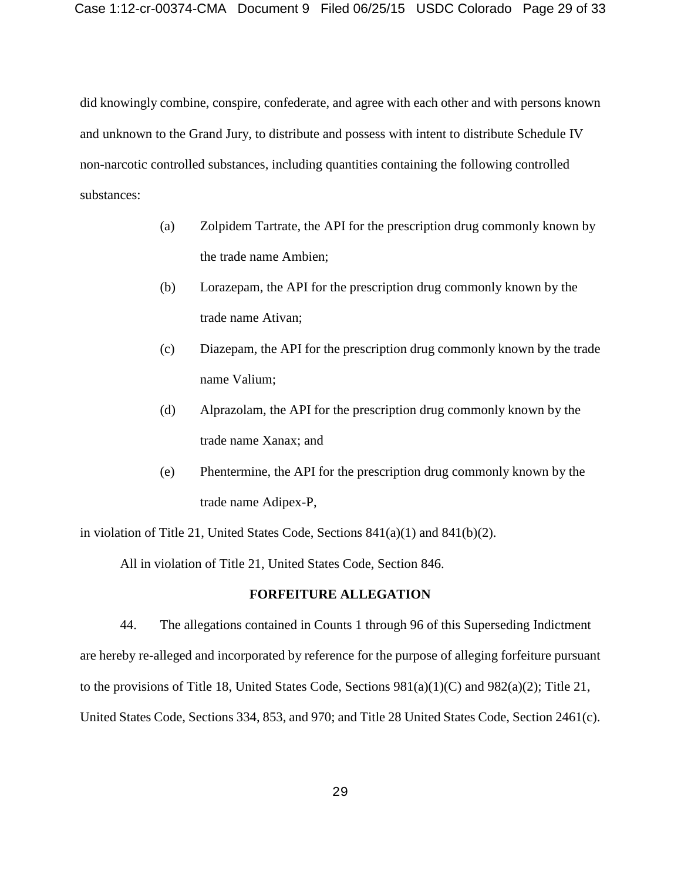did knowingly combine, conspire, confederate, and agree with each other and with persons known and unknown to the Grand Jury, to distribute and possess with intent to distribute Schedule IV non-narcotic controlled substances, including quantities containing the following controlled substances:

(a) Zolpidem Tartrate, the API for the prescription drug commonly known by the trade name Ambien;

(b) Lorazepam, the API for the prescription drug commonly known by the trade name Ativan;

(c) Diazepam, the API for the prescription drug commonly known by the trade name Valium;

(d) Alprazolam, the API for the prescription drug commonly known by the trade name Xanax; and

(e) Phentermine, the API for the prescription drug commonly known by the trade name Adipex-P,

in violation of Title 21, United States Code, Sections 841(a)(1) and 841(b)(2).

All in violation of Title 21, United States Code, Section 846.

**FORFEITURE ALLEGATION**

44. The allegations contained in Counts 1 through 96 of this Superseding Indictment are hereby re-alleged and incorporated by reference for the purpose of alleging forfeiture pursuant to the provisions of Title 18, United States Code, Sections 981(a)(1)(C) and 982(a)(2); Title 21, United States Code, Sections 334, 853, and 970; and Title 28 United States Code, Section 2461(c).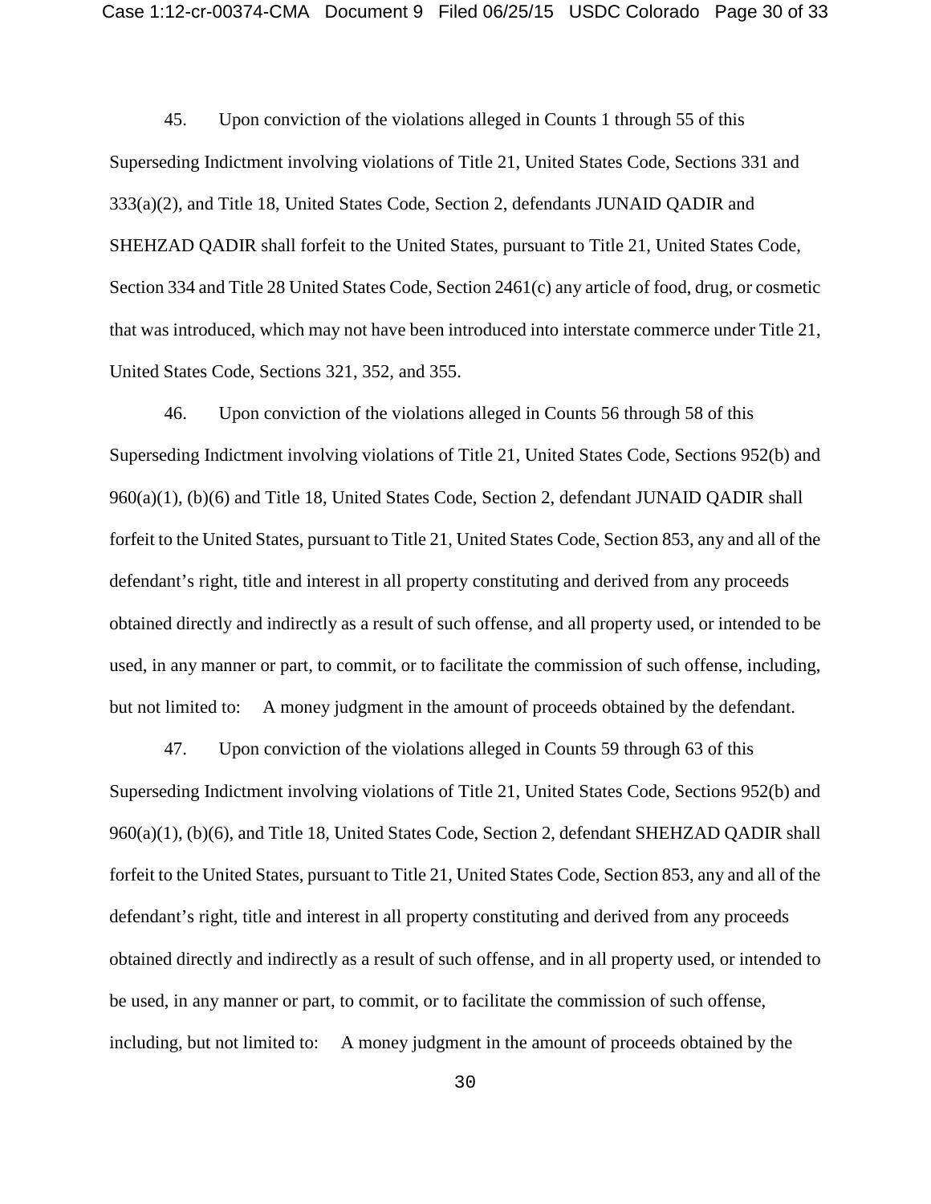45. Upon conviction of the violations alleged in Counts 1 through 55 of this Superseding Indictment involving violations of Title 21, United States Code, Sections 331 and 333(a)(2), and Title 18, United States Code, Section 2, defendants JUNAID QADIR and SHEHZAD QADIR shall forfeit to the United States, pursuant to Title 21, United States Code, Section 334 and Title 28 United States Code, Section 2461(c) any article of food, drug, or cosmetic that was introduced, which may not have been introduced into interstate commerce under Title 21, United States Code, Sections 321, 352, and 355.

46. Upon conviction of the violations alleged in Counts 56 through 58 of this Superseding Indictment involving violations of Title 21, United States Code, Sections 952(b) and 960(a)(1), (b)(6) and Title 18, United States Code, Section 2, defendant JUNAID QADIR shall forfeit to the United States, pursuant to Title 21, United States Code, Section 853, any and all of the defendant's right, title and interest in all property constituting and derived from any proceeds obtained directly and indirectly as a result of such offense, and all property used, or intended to be used, in any manner or part, to commit, or to facilitate the commission of such offense, including, but not limited to: A money judgment in the amount of proceeds obtained by the defendant.

47. Upon conviction of the violations alleged in Counts 59 through 63 of this Superseding Indictment involving violations of Title 21, United States Code, Sections 952(b) and 960(a)(1), (b)(6), and Title 18, United States Code, Section 2, defendant SHEHZAD QADIR shall forfeit to the United States, pursuant to Title 21, United States Code, Section 853, any and all of the defendant's right, title and interest in all property constituting and derived from any proceeds obtained directly and indirectly as a result of such offense, and in all property used, or intended to be used, in any manner or part, to commit, or to facilitate the commission of such offense, including, but not limited to: A money judgment in the amount of proceeds obtained by the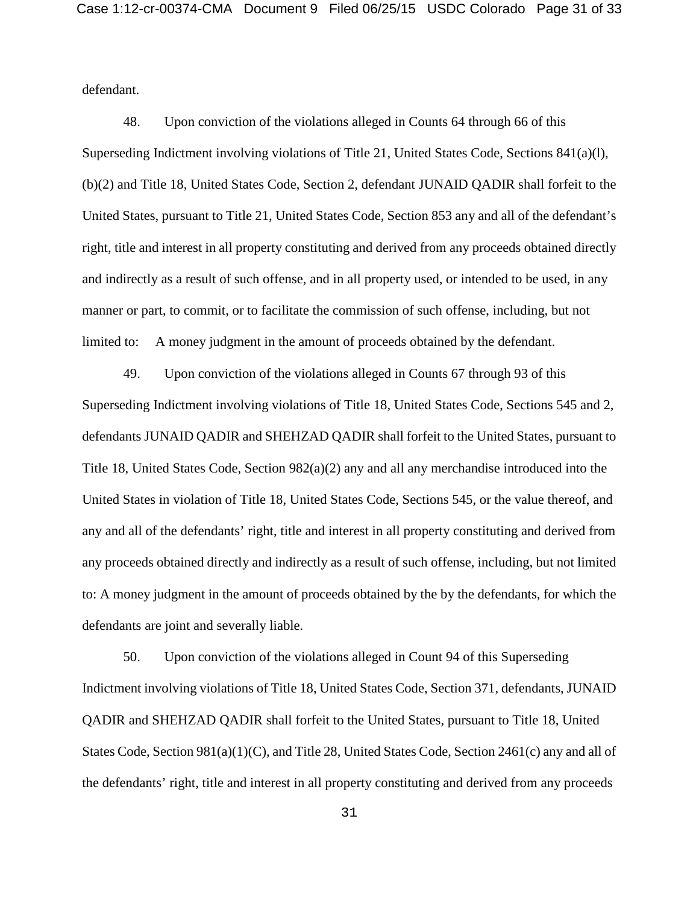defendant.

48. Upon conviction of the violations alleged in Counts 64 through 66 of this Superseding Indictment involving violations of Title 21, United States Code, Sections 841(a)(l), (b)(2) and Title 18, United States Code, Section 2, defendant JUNAID QADIR shall forfeit to the United States, pursuant to Title 21, United States Code, Section 853 any and all of the defendant's right, title and interest in all property constituting and derived from any proceeds obtained directly and indirectly as a result of such offense, and in all property used, or intended to be used, in any manner or part, to commit, or to facilitate the commission of such offense, including, but not limited to: A money judgment in the amount of proceeds obtained by the defendant.

49. Upon conviction of the violations alleged in Counts 67 through 93 of this Superseding Indictment involving violations of Title 18, United States Code, Sections 545 and 2, defendants JUNAID QADIR and SHEHZAD QADIR shall forfeit to the United States, pursuant to Title 18, United States Code, Section 982(a)(2) any and all any merchandise introduced into the United States in violation of Title 18, United States Code, Sections 545, or the value thereof, and any and all of the defendants' right, title and interest in all property constituting and derived from any proceeds obtained directly and indirectly as a result of such offense, including, but not limited to: A money judgment in the amount of proceeds obtained by the by the defendants, for which the defendants are joint and severally liable.

50. Upon conviction of the violations alleged in Count 94 of this Superseding Indictment involving violations of Title 18, United States Code, Section 371, defendants, JUNAID QADIR and SHEHZAD QADIR shall forfeit to the United States, pursuant to Title 18, United States Code, Section 981(a)(1)(C), and Title 28, United States Code, Section 2461(c) any and all of the defendants' right, title and interest in all property constituting and derived from any proceeds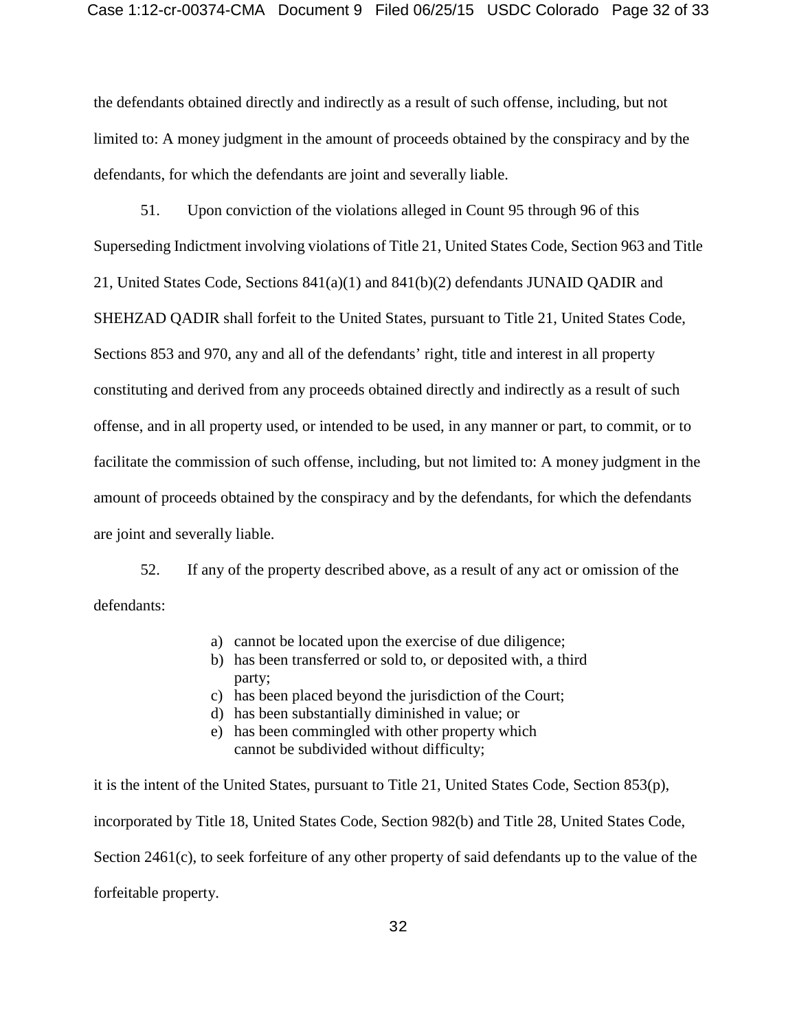the defendants obtained directly and indirectly as a result of such offense, including, but not limited to: A money judgment in the amount of proceeds obtained by the conspiracy and by the defendants, for which the defendants are joint and severally liable.

51. Upon conviction of the violations alleged in Count 95 through 96 of this Superseding Indictment involving violations of Title 21, United States Code, Section 963 and Title 21, United States Code, Sections 841(a)(1) and 841(b)(2) defendants JUNAID QADIR and SHEHZAD QADIR shall forfeit to the United States, pursuant to Title 21, United States Code, Sections 853 and 970, any and all of the defendants' right, title and interest in all property constituting and derived from any proceeds obtained directly and indirectly as a result of such offense, and in all property used, or intended to be used, in any manner or part, to commit, or to facilitate the commission of such offense, including, but not limited to: A money judgment in the amount of proceeds obtained by the conspiracy and by the defendants, for which the defendants are joint and severally liable.

52. If any of the property described above, as a result of any act or omission of the defendants:

a) cannot be located upon the exercise of due diligence;
b) has been transferred or sold to, or deposited with, a third party;
c) has been placed beyond the jurisdiction of the Court;
d) has been substantially diminished in value; or
e) has been commingled with other property which cannot be subdivided without difficulty;

it is the intent of the United States, pursuant to Title 21, United States Code, Section 853(p), incorporated by Title 18, United States Code, Section 982(b) and Title 28, United States Code, Section 2461(c), to seek forfeiture of any other property of said defendants up to the value of the forfeitable property.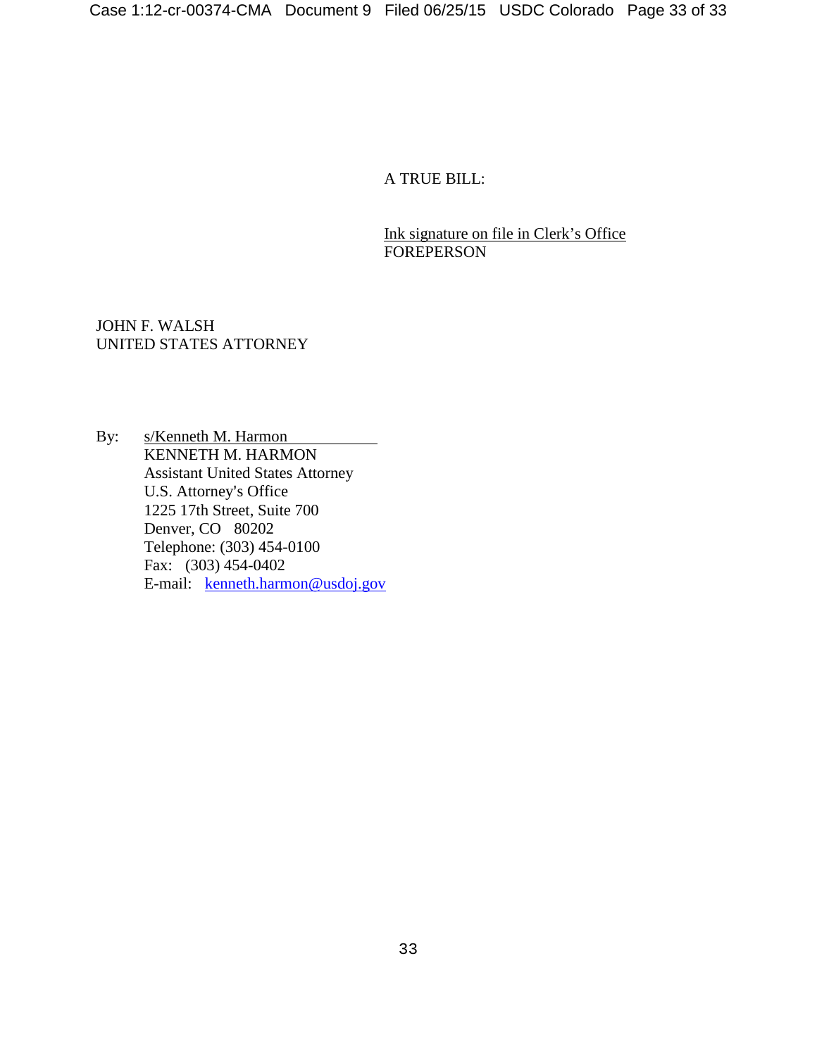A TRUE BILL:

Ink signature on file in Clerk's Office
FOREPERSON

JOHN F. WALSH
UNITED STATES ATTORNEY

By: s/Kenneth M. Harmon
KENNETH M. HARMON
Assistant United States Attorney
U.S. Attorney's Office
1225 17th Street, Suite 700
Denver, CO 80202
Telephone: (303) 454-0100
Fax: (303) 454-0402
E-mail: kenneth.harmon@usdoj.gov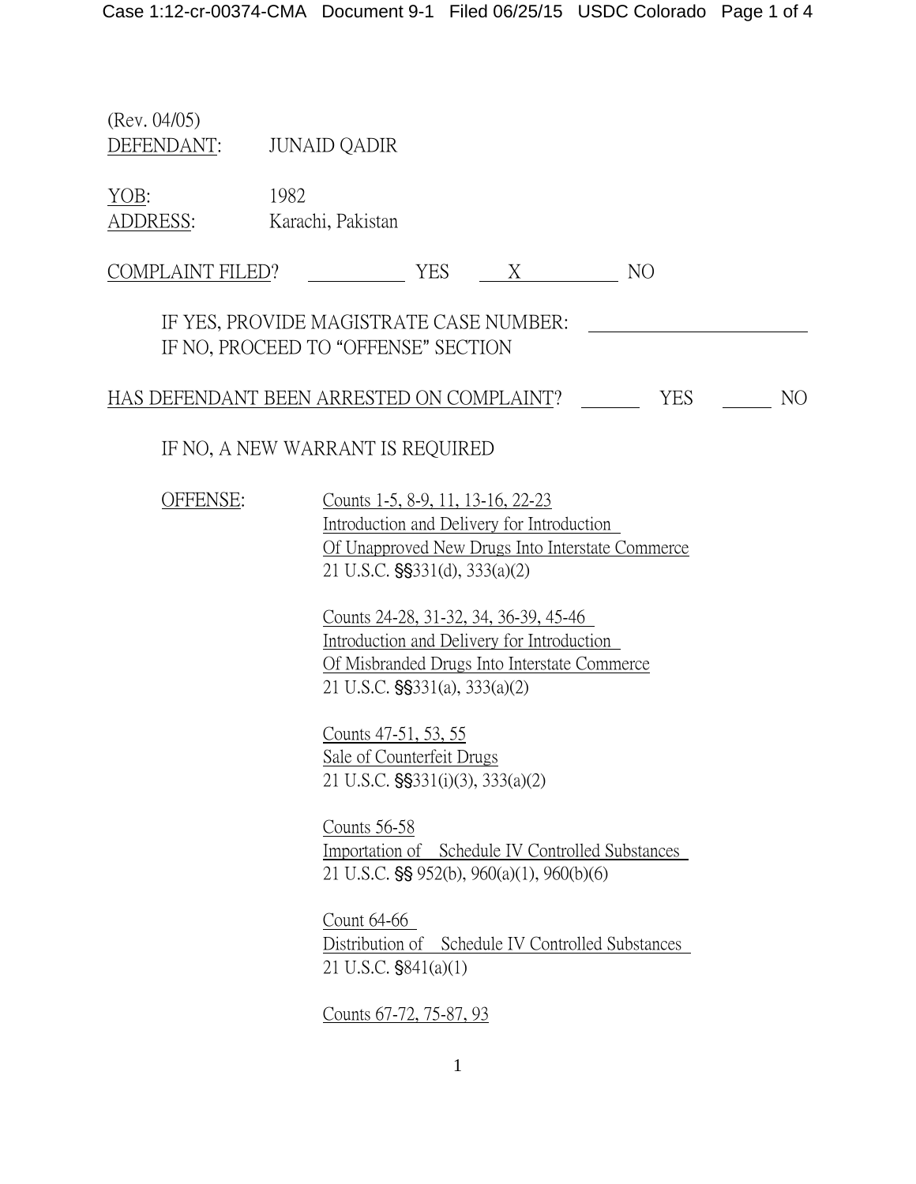(Rev. 04/05)

DEFENDANT: JUNAID QADIR

YOB: 1982

ADDRESS: Karachi, Pakistan

COMPLAINT FILED? ______ YES ___X___ NO

IF YES, PROVIDE MAGISTRATE CASE NUMBER: ______________

IF NO, PROCEED TO "OFFENSE" SECTION

HAS DEFENDANT BEEN ARRESTED ON COMPLAINT? ______ YES ______ NO

IF NO, A NEW WARRANT IS REQUIRED

OFFENSE:

Counts 1-5, 8-9, 11, 13-16, 22-23
Introduction and Delivery for Introduction
Of Unapproved New Drugs Into Interstate Commerce
21 U.S.C. §§331(d), 333(a)(2)

Counts 24-28, 31-32, 34, 36-39, 45-46
Introduction and Delivery for Introduction
Of Misbranded Drugs Into Interstate Commerce
21 U.S.C. §§331(a), 333(a)(2)

Counts 47-51, 53, 55
Sale of Counterfeit Drugs
21 U.S.C. §§331(i)(3), 333(a)(2)

Counts 56-58
Importation of Schedule IV Controlled Substances
21 U.S.C. §§ 952(b), 960(a)(1), 960(b)(6)

Count 64-66
Distribution of Schedule IV Controlled Substances
21 U.S.C. §841(a)(1)

Counts 67-72, 75-87, 93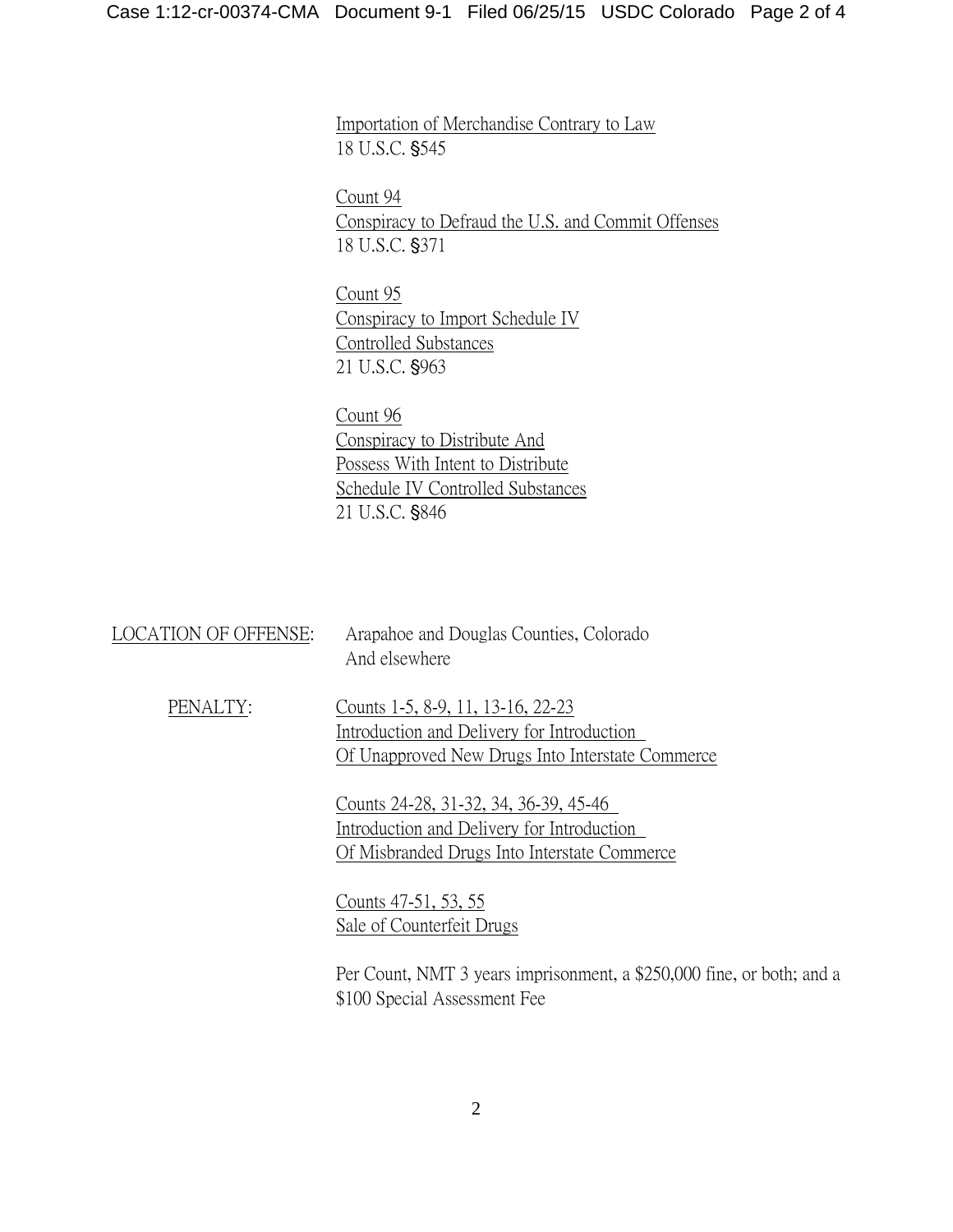Importation of Merchandise Contrary to Law
18 U.S.C. §545

Count 94
Conspiracy to Defraud the U.S. and Commit Offenses
18 U.S.C. §371

Count 95
Conspiracy to Import Schedule IV
Controlled Substances
21 U.S.C. §963

Count 96
Conspiracy to Distribute And
Possess With Intent to Distribute
Schedule IV Controlled Substances
21 U.S.C. §846

LOCATION OF OFFENSE: Arapahoe and Douglas Counties, Colorado
And elsewhere

PENALTY: Counts 1-5, 8-9, 11, 13-16, 22-23
Introduction and Delivery for Introduction
Of Unapproved New Drugs Into Interstate Commerce

Counts 24-28, 31-32, 34, 36-39, 45-46
Introduction and Delivery for Introduction
Of Misbranded Drugs Into Interstate Commerce

Counts 47-51, 53, 55
Sale of Counterfeit Drugs

Per Count, NMT 3 years imprisonment, a $250,000 fine, or both; and a $100 Special Assessment Fee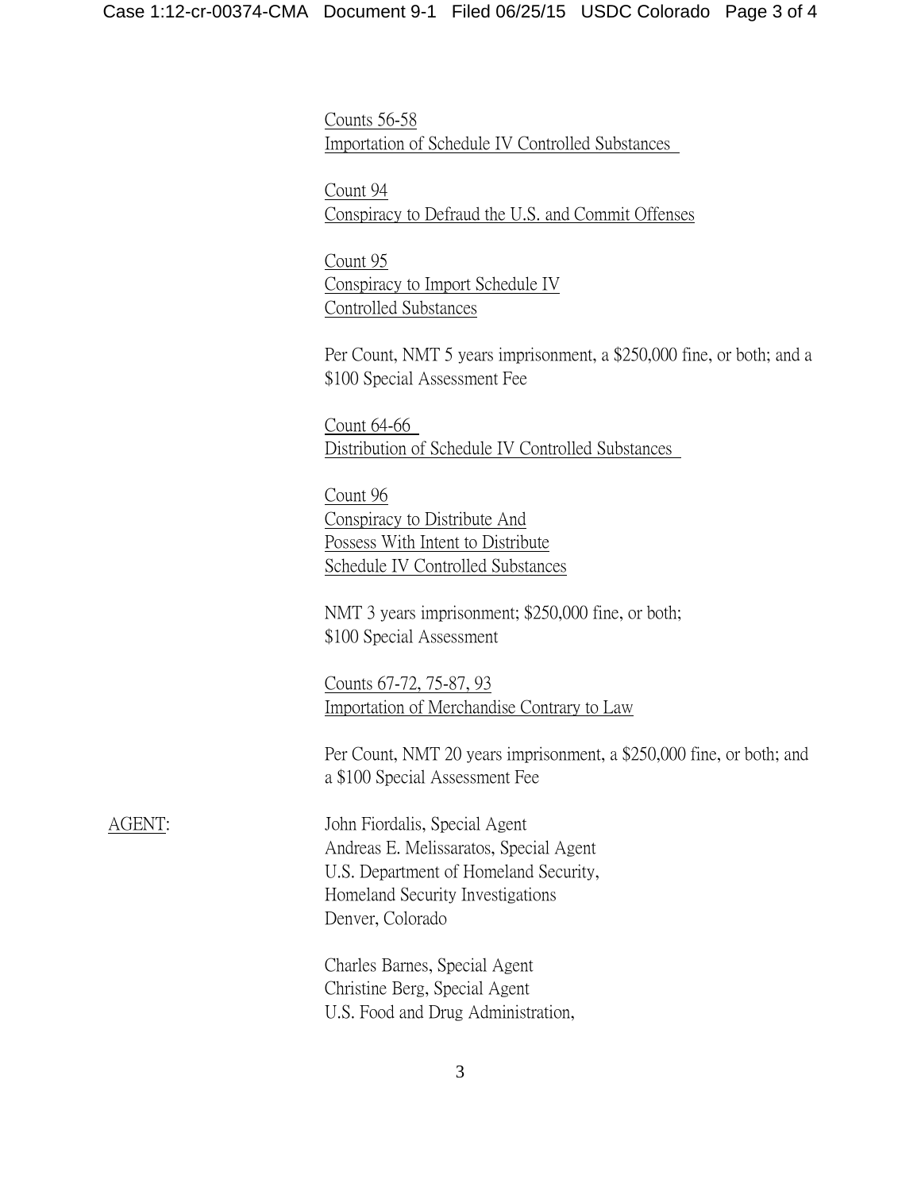Counts 56-58
Importation of Schedule IV Controlled Substances

Count 94
Conspiracy to Defraud the U.S. and Commit Offenses

Count 95
Conspiracy to Import Schedule IV
Controlled Substances

Per Count, NMT 5 years imprisonment, a $250,000 fine, or both; and a $100 Special Assessment Fee

Count 64-66
Distribution of Schedule IV Controlled Substances

Count 96
Conspiracy to Distribute And
Possess With Intent to Distribute
Schedule IV Controlled Substances

NMT 3 years imprisonment; $250,000 fine, or both;
$100 Special Assessment

Counts 67-72, 75-87, 93
Importation of Merchandise Contrary to Law

Per Count, NMT 20 years imprisonment, a $250,000 fine, or both; and a $100 Special Assessment Fee

AGENT: John Fiordalis, Special Agent
Andreas E. Melissaratos, Special Agent
U.S. Department of Homeland Security,
Homeland Security Investigations
Denver, Colorado

Charles Barnes, Special Agent
Christine Berg, Special Agent
U.S. Food and Drug Administration,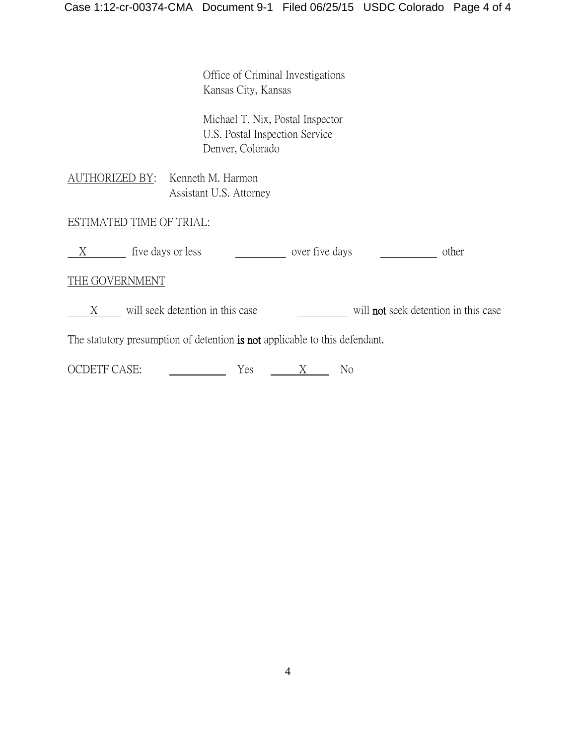Office of Criminal Investigations
Kansas City, Kansas

Michael T. Nix, Postal Inspector
U.S. Postal Inspection Service
Denver, Colorado

AUTHORIZED BY: Kenneth M. Harmon
Assistant U.S. Attorney

ESTIMATED TIME OF TRIAL:

\_\_X\_\_ five days or less \_\_\_\_\_\_ over five days \_\_\_\_\_\_ other

THE GOVERNMENT

\_\_X\_\_ will seek detention in this case \_\_\_\_\_\_ will **not** seek detention in this case

The statutory presumption of detention **is not** applicable to this defendant.

OCDETF CASE: \_\_\_\_\_\_ Yes \_\_X\_\_ No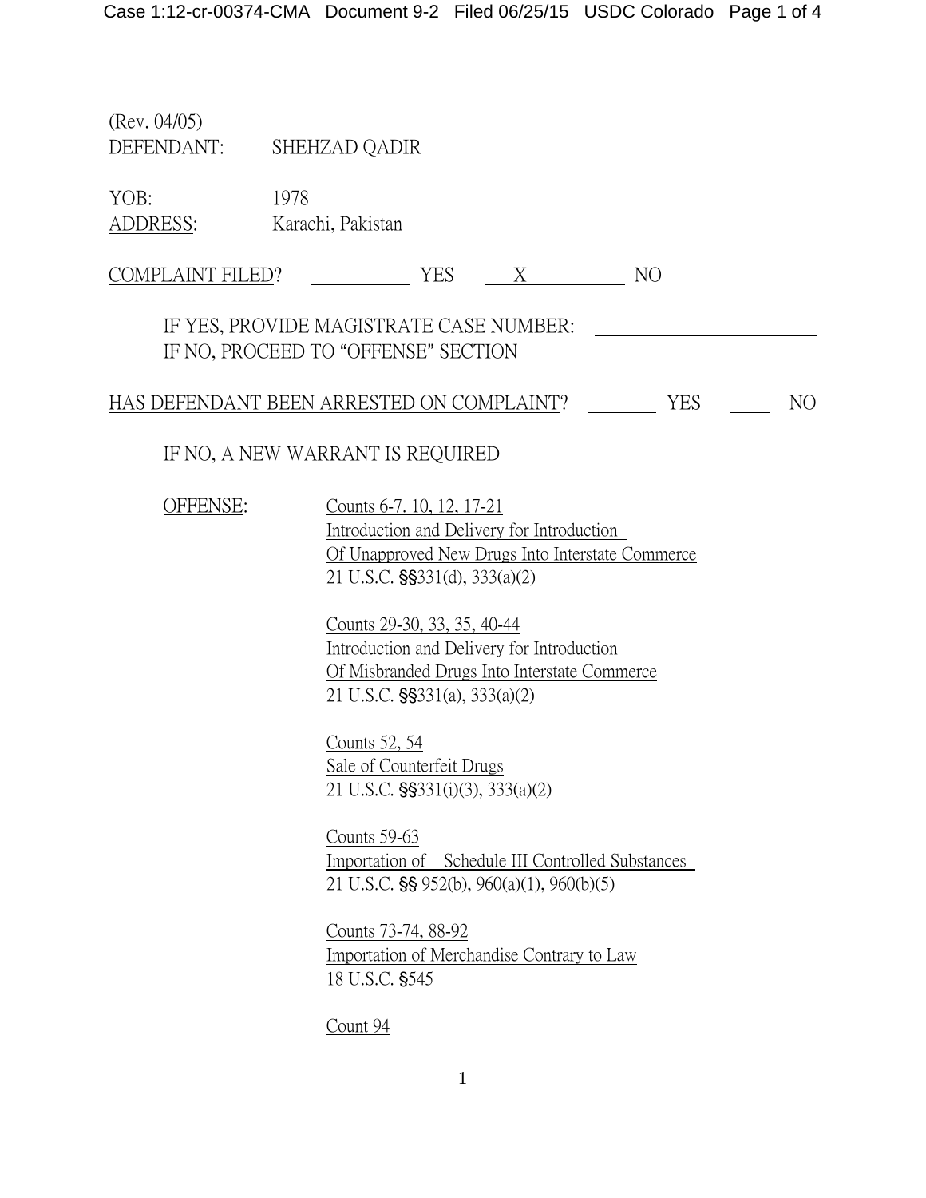(Rev. 04/05)
DEFENDANT: SHEHZAD QADIR

YOB: 1978
ADDRESS: Karachi, Pakistan

COMPLAINT FILED? ______ YES __X__ NO

IF YES, PROVIDE MAGISTRATE CASE NUMBER: ____________
IF NO, PROCEED TO "OFFENSE" SECTION

HAS DEFENDANT BEEN ARRESTED ON COMPLAINT? ____ YES ____ NO

IF NO, A NEW WARRANT IS REQUIRED

OFFENSE:

Counts 6-7. 10, 12, 17-21
Introduction and Delivery for Introduction
Of Unapproved New Drugs Into Interstate Commerce
21 U.S.C. §§331(d), 333(a)(2)

Counts 29-30, 33, 35, 40-44
Introduction and Delivery for Introduction
Of Misbranded Drugs Into Interstate Commerce
21 U.S.C. §§331(a), 333(a)(2)

Counts 52, 54
Sale of Counterfeit Drugs
21 U.S.C. §§331(i)(3), 333(a)(2)

Counts 59-63
Importation of Schedule III Controlled Substances
21 U.S.C. §§ 952(b), 960(a)(1), 960(b)(5)

Counts 73-74, 88-92
Importation of Merchandise Contrary to Law
18 U.S.C. §545

Count 94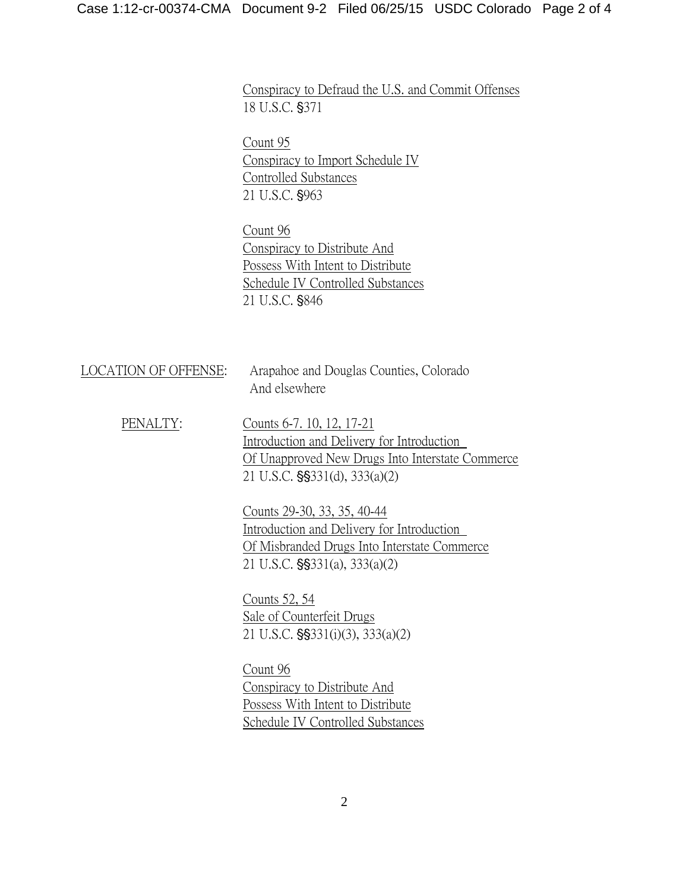Conspiracy to Defraud the U.S. and Commit Offenses
18 U.S.C. §371

Count 95
Conspiracy to Import Schedule IV
Controlled Substances
21 U.S.C. §963

Count 96
Conspiracy to Distribute And
Possess With Intent to Distribute
Schedule IV Controlled Substances
21 U.S.C. §846

LOCATION OF OFFENSE: Arapahoe and Douglas Counties, Colorado
And elsewhere

PENALTY: Counts 6-7. 10, 12, 17-21
Introduction and Delivery for Introduction
Of Unapproved New Drugs Into Interstate Commerce
21 U.S.C. §§331(d), 333(a)(2)

Counts 29-30, 33, 35, 40-44
Introduction and Delivery for Introduction
Of Misbranded Drugs Into Interstate Commerce
21 U.S.C. §§331(a), 333(a)(2)

Counts 52, 54
Sale of Counterfeit Drugs
21 U.S.C. §§331(i)(3), 333(a)(2)

Count 96
Conspiracy to Distribute And
Possess With Intent to Distribute
Schedule IV Controlled Substances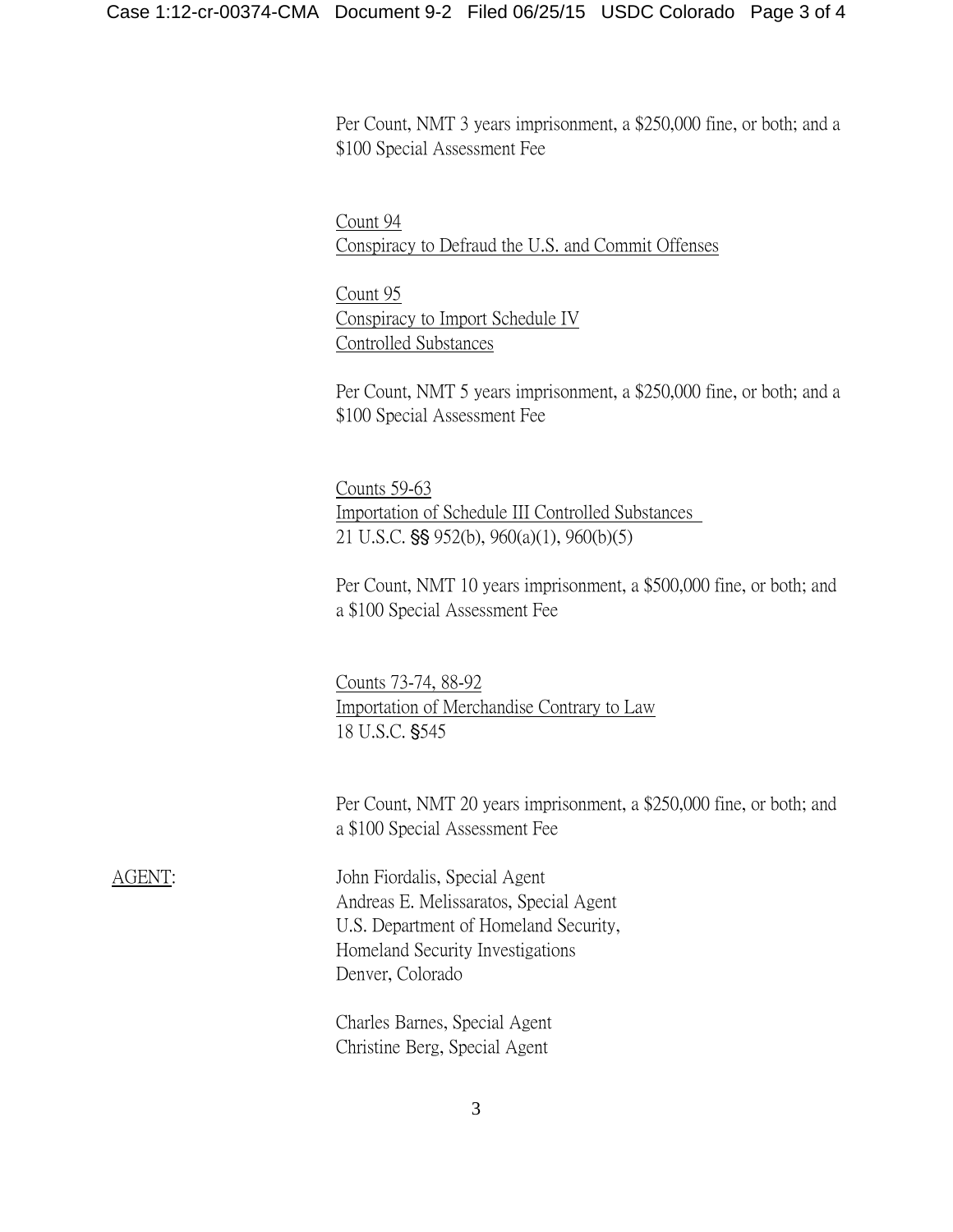Per Count, NMT 3 years imprisonment, a $250,000 fine, or both; and a $100 Special Assessment Fee

Count 94
Conspiracy to Defraud the U.S. and Commit Offenses

Count 95
Conspiracy to Import Schedule IV Controlled Substances

Per Count, NMT 5 years imprisonment, a $250,000 fine, or both; and a $100 Special Assessment Fee

Counts 59-63
Importation of Schedule III Controlled Substances
21 U.S.C. §§ 952(b), 960(a)(1), 960(b)(5)

Per Count, NMT 10 years imprisonment, a $500,000 fine, or both; and a $100 Special Assessment Fee

Counts 73-74, 88-92
Importation of Merchandise Contrary to Law
18 U.S.C. §545

Per Count, NMT 20 years imprisonment, a $250,000 fine, or both; and a $100 Special Assessment Fee

AGENT: John Fiordalis, Special Agent
Andreas E. Melissaratos, Special Agent
U.S. Department of Homeland Security,
Homeland Security Investigations
Denver, Colorado

Charles Barnes, Special Agent
Christine Berg, Special Agent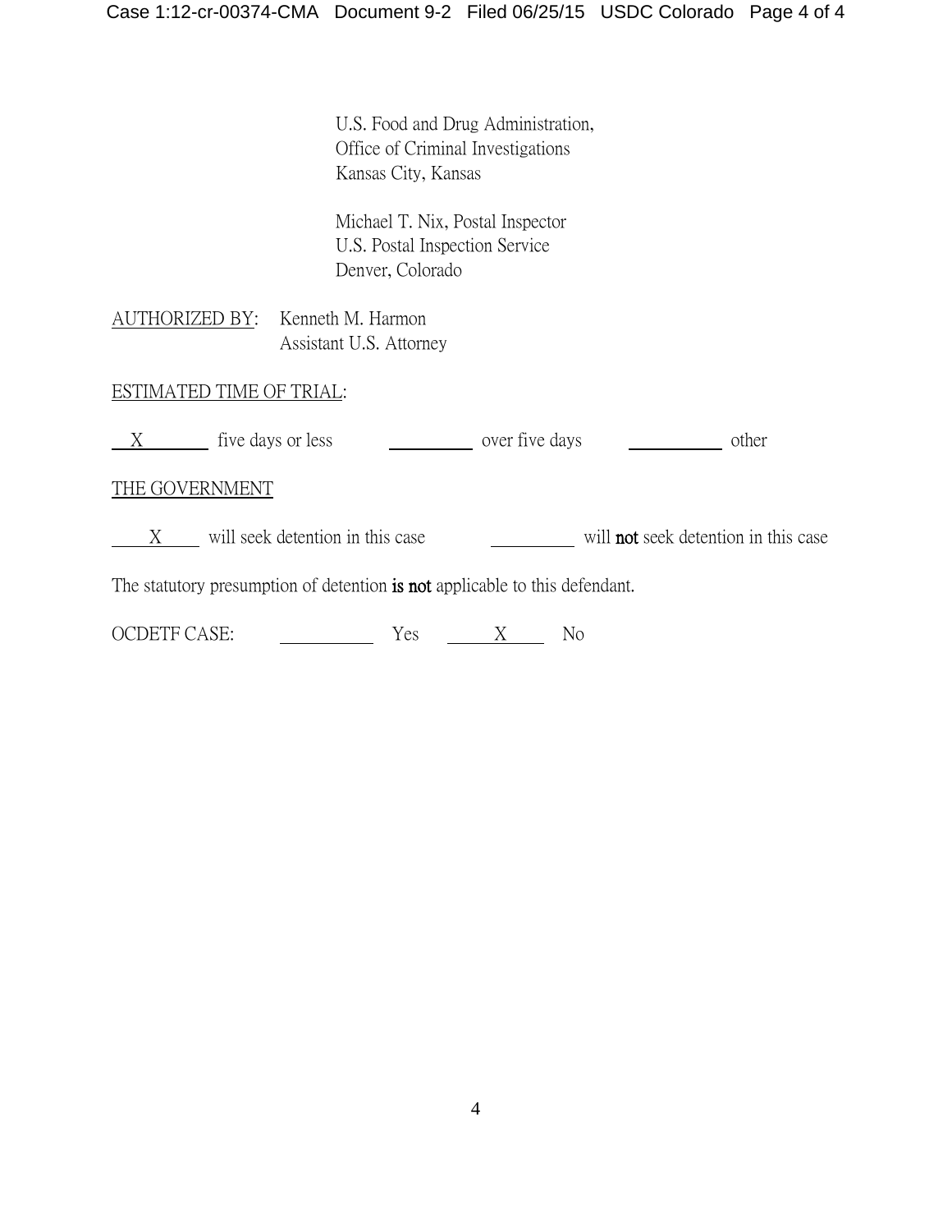U.S. Food and Drug Administration,
Office of Criminal Investigations
Kansas City, Kansas

Michael T. Nix, Postal Inspector
U.S. Postal Inspection Service
Denver, Colorado

AUTHORIZED BY: Kenneth M. Harmon
Assistant U.S. Attorney

ESTIMATED TIME OF TRIAL:

__X__ five days or less ______ over five days ______ other

THE GOVERNMENT

__X__ will seek detention in this case ______ will **not** seek detention in this case

The statutory presumption of detention **is not** applicable to this defendant.

OCDETF CASE: ______ Yes __X__ No